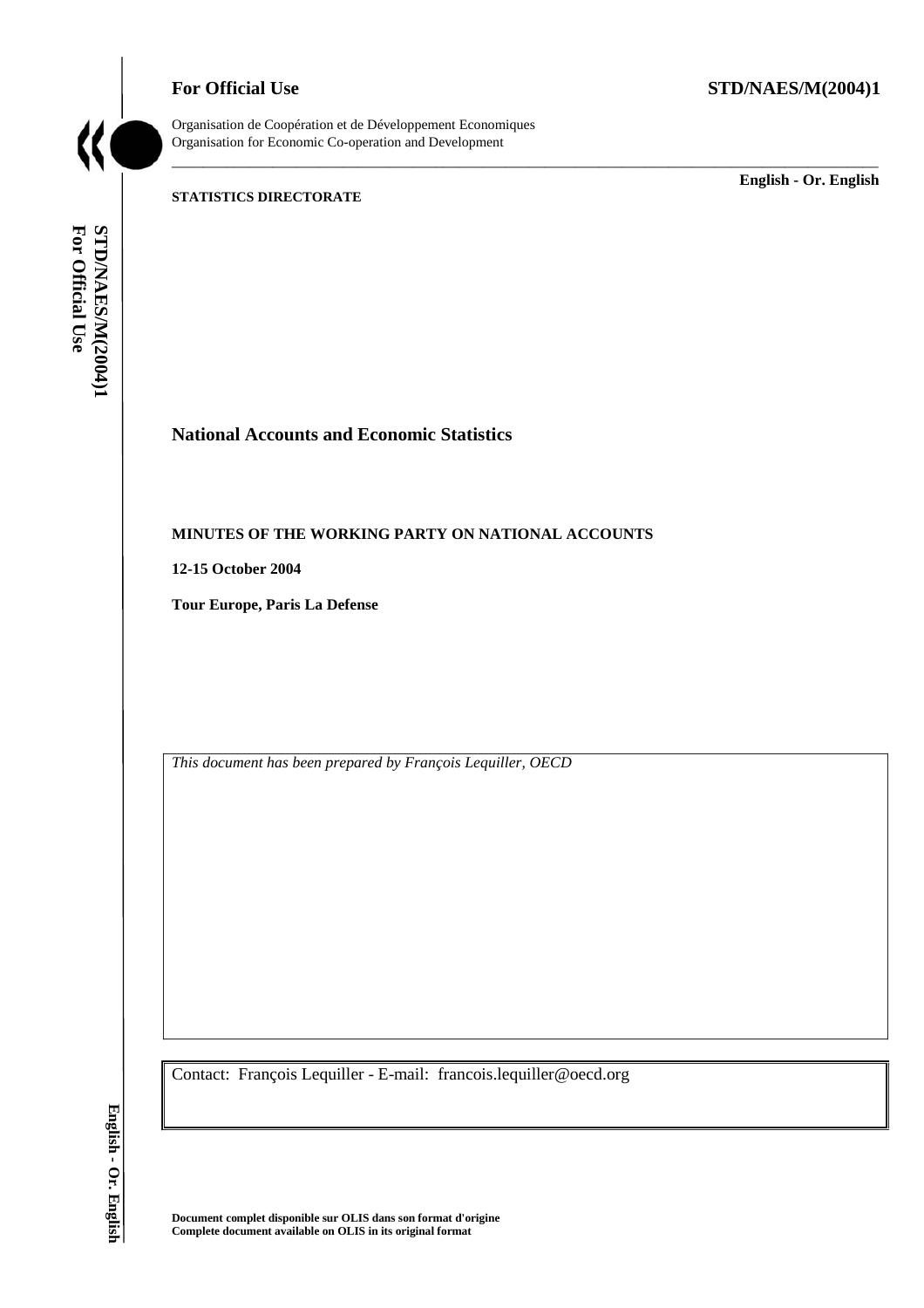**For Official Use** **STD/NAES/M(2004)1**

Organisation de Coopération et de Développement Economiques
Organisation for Economic Co-operation and Development

**English - Or. English**

**STATISTICS DIRECTORATE**

## National Accounts and Economic Statistics

**MINUTES OF THE WORKING PARTY ON NATIONAL ACCOUNTS**

**12-15 October 2004**

**Tour Europe, Paris La Defense**

*This document has been prepared by François Lequiller, OECD*

Contact: François Lequiller - E-mail: francois.lequiller@oecd.org

**Document complet disponible sur OLIS dans son format d'origine**
**Complete document available on OLIS in its original format**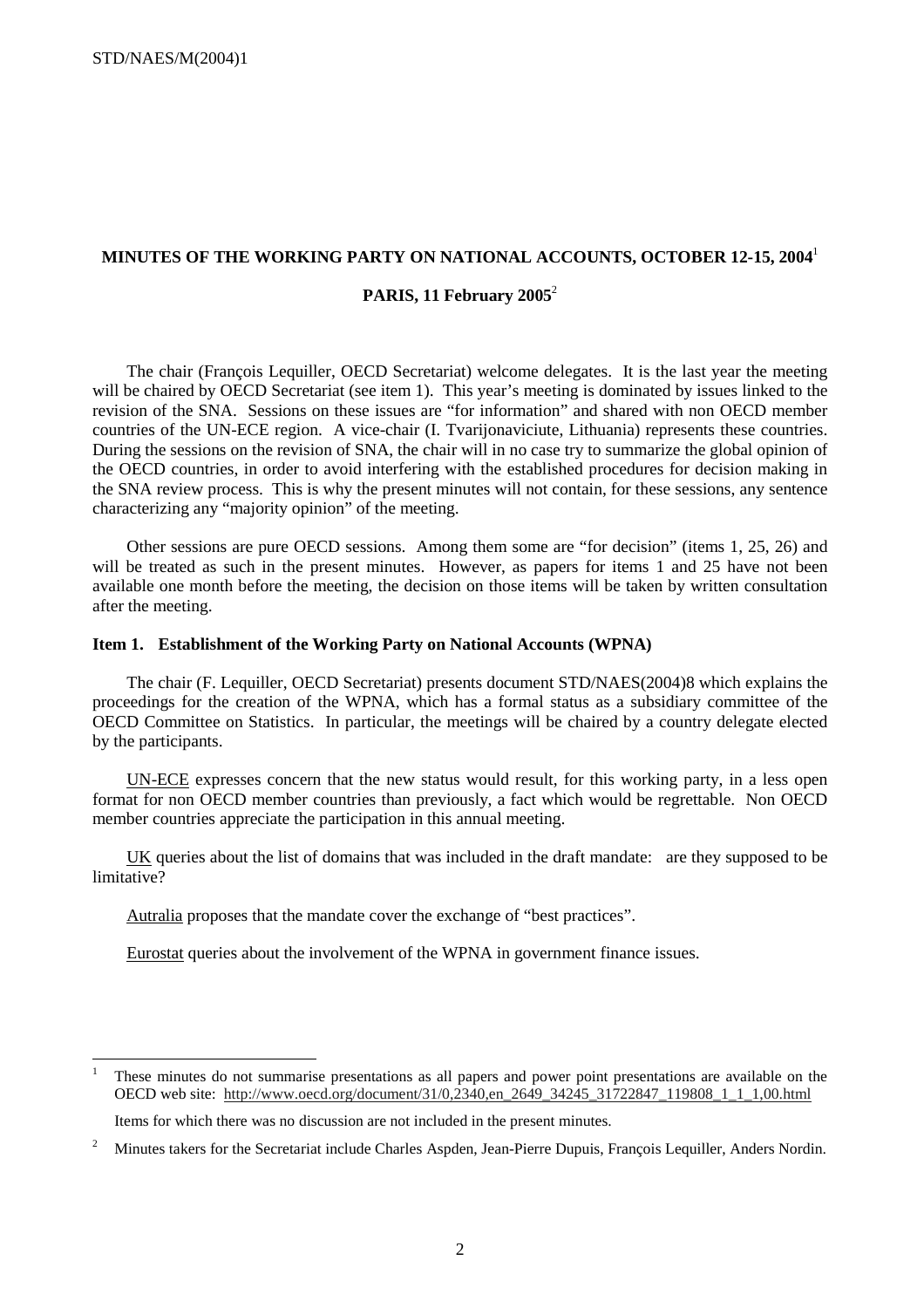## MINUTES OF THE WORKING PARTY ON NATIONAL ACCOUNTS, OCTOBER 12-15, 2004[1]

### PARIS, 11 February 2005[2]

The chair (François Lequiller, OECD Secretariat) welcome delegates. It is the last year the meeting will be chaired by OECD Secretariat (see item 1). This year's meeting is dominated by issues linked to the revision of the SNA. Sessions on these issues are "for information" and shared with non OECD member countries of the UN-ECE region. A vice-chair (I. Tvarijonaviciute, Lithuania) represents these countries. During the sessions on the revision of SNA, the chair will in no case try to summarize the global opinion of the OECD countries, in order to avoid interfering with the established procedures for decision making in the SNA review process. This is why the present minutes will not contain, for these sessions, any sentence characterizing any "majority opinion" of the meeting.

Other sessions are pure OECD sessions. Among them some are "for decision" (items 1, 25, 26) and will be treated as such in the present minutes. However, as papers for items 1 and 25 have not been available one month before the meeting, the decision on those items will be taken by written consultation after the meeting.

**Item 1. Establishment of the Working Party on National Accounts (WPNA)**

The chair (F. Lequiller, OECD Secretariat) presents document STD/NAES(2004)8 which explains the proceedings for the creation of the WPNA, which has a formal status as a subsidiary committee of the OECD Committee on Statistics. In particular, the meetings will be chaired by a country delegate elected by the participants.

<u>UN-ECE</u> expresses concern that the new status would result, for this working party, in a less open format for non OECD member countries than previously, a fact which would be regrettable. Non OECD member countries appreciate the participation in this annual meeting.

<u>UK</u> queries about the list of domains that was included in the draft mandate: are they supposed to be limitative?

<u>Autralia</u> proposes that the mandate cover the exchange of "best practices".

<u>Eurostat</u> queries about the involvement of the WPNA in government finance issues.

---

[1] These minutes do not summarise presentations as all papers and power point presentations are available on the OECD web site: http://www.oecd.org/document/31/0,2340,en_2649_34245_31722847_119808_1_1_1,00.html

Items for which there was no discussion are not included in the present minutes.

[2] Minutes takers for the Secretariat include Charles Aspden, Jean-Pierre Dupuis, François Lequiller, Anders Nordin.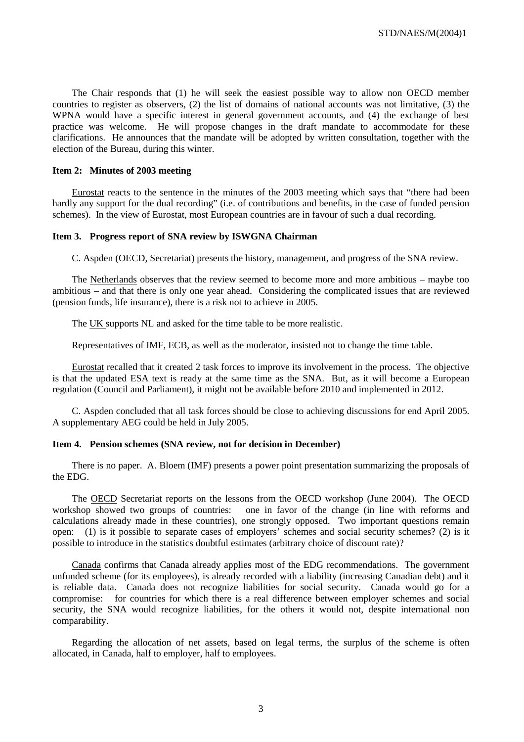The Chair responds that (1) he will seek the easiest possible way to allow non OECD member countries to register as observers, (2) the list of domains of national accounts was not limitative, (3) the WPNA would have a specific interest in general government accounts, and (4) the exchange of best practice was welcome. He will propose changes in the draft mandate to accommodate for these clarifications. He announces that the mandate will be adopted by written consultation, together with the election of the Bureau, during this winter.

### Item 2: Minutes of 2003 meeting

Eurostat reacts to the sentence in the minutes of the 2003 meeting which says that "there had been hardly any support for the dual recording" (i.e. of contributions and benefits, in the case of funded pension schemes). In the view of Eurostat, most European countries are in favour of such a dual recording.

### Item 3. Progress report of SNA review by ISWGNA Chairman

C. Aspden (OECD, Secretariat) presents the history, management, and progress of the SNA review.

The Netherlands observes that the review seemed to become more and more ambitious – maybe too ambitious – and that there is only one year ahead. Considering the complicated issues that are reviewed (pension funds, life insurance), there is a risk not to achieve in 2005.

The UK supports NL and asked for the time table to be more realistic.

Representatives of IMF, ECB, as well as the moderator, insisted not to change the time table.

Eurostat recalled that it created 2 task forces to improve its involvement in the process. The objective is that the updated ESA text is ready at the same time as the SNA. But, as it will become a European regulation (Council and Parliament), it might not be available before 2010 and implemented in 2012.

C. Aspden concluded that all task forces should be close to achieving discussions for end April 2005. A supplementary AEG could be held in July 2005.

### Item 4. Pension schemes (SNA review, not for decision in December)

There is no paper. A. Bloem (IMF) presents a power point presentation summarizing the proposals of the EDG.

The OECD Secretariat reports on the lessons from the OECD workshop (June 2004). The OECD workshop showed two groups of countries: one in favor of the change (in line with reforms and calculations already made in these countries), one strongly opposed. Two important questions remain open: (1) is it possible to separate cases of employers' schemes and social security schemes? (2) is it possible to introduce in the statistics doubtful estimates (arbitrary choice of discount rate)?

Canada confirms that Canada already applies most of the EDG recommendations. The government unfunded scheme (for its employees), is already recorded with a liability (increasing Canadian debt) and it is reliable data. Canada does not recognize liabilities for social security. Canada would go for a compromise: for countries for which there is a real difference between employer schemes and social security, the SNA would recognize liabilities, for the others it would not, despite international non comparability.

Regarding the allocation of net assets, based on legal terms, the surplus of the scheme is often allocated, in Canada, half to employer, half to employees.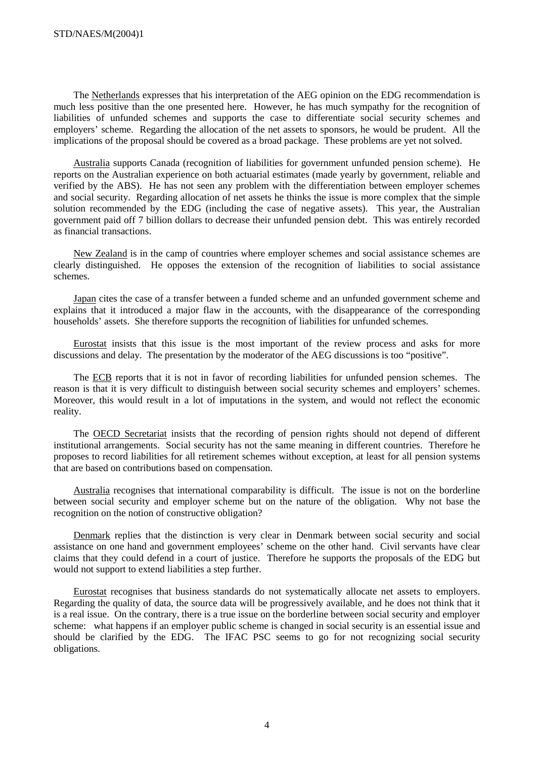The Netherlands expresses that his interpretation of the AEG opinion on the EDG recommendation is much less positive than the one presented here. However, he has much sympathy for the recognition of liabilities of unfunded schemes and supports the case to differentiate social security schemes and employers' scheme. Regarding the allocation of the net assets to sponsors, he would be prudent. All the implications of the proposal should be covered as a broad package. These problems are yet not solved.

Australia supports Canada (recognition of liabilities for government unfunded pension scheme). He reports on the Australian experience on both actuarial estimates (made yearly by government, reliable and verified by the ABS). He has not seen any problem with the differentiation between employer schemes and social security. Regarding allocation of net assets he thinks the issue is more complex that the simple solution recommended by the EDG (including the case of negative assets). This year, the Australian government paid off 7 billion dollars to decrease their unfunded pension debt. This was entirely recorded as financial transactions.

New Zealand is in the camp of countries where employer schemes and social assistance schemes are clearly distinguished. He opposes the extension of the recognition of liabilities to social assistance schemes.

Japan cites the case of a transfer between a funded scheme and an unfunded government scheme and explains that it introduced a major flaw in the accounts, with the disappearance of the corresponding households' assets. She therefore supports the recognition of liabilities for unfunded schemes.

Eurostat insists that this issue is the most important of the review process and asks for more discussions and delay. The presentation by the moderator of the AEG discussions is too "positive".

The ECB reports that it is not in favor of recording liabilities for unfunded pension schemes. The reason is that it is very difficult to distinguish between social security schemes and employers' schemes. Moreover, this would result in a lot of imputations in the system, and would not reflect the economic reality.

The OECD Secretariat insists that the recording of pension rights should not depend of different institutional arrangements. Social security has not the same meaning in different countries. Therefore he proposes to record liabilities for all retirement schemes without exception, at least for all pension systems that are based on contributions based on compensation.

Australia recognises that international comparability is difficult. The issue is not on the borderline between social security and employer scheme but on the nature of the obligation. Why not base the recognition on the notion of constructive obligation?

Denmark replies that the distinction is very clear in Denmark between social security and social assistance on one hand and government employees' scheme on the other hand. Civil servants have clear claims that they could defend in a court of justice. Therefore he supports the proposals of the EDG but would not support to extend liabilities a step further.

Eurostat recognises that business standards do not systematically allocate net assets to employers. Regarding the quality of data, the source data will be progressively available, and he does not think that it is a real issue. On the contrary, there is a true issue on the borderline between social security and employer scheme: what happens if an employer public scheme is changed in social security is an essential issue and should be clarified by the EDG. The IFAC PSC seems to go for not recognizing social security obligations.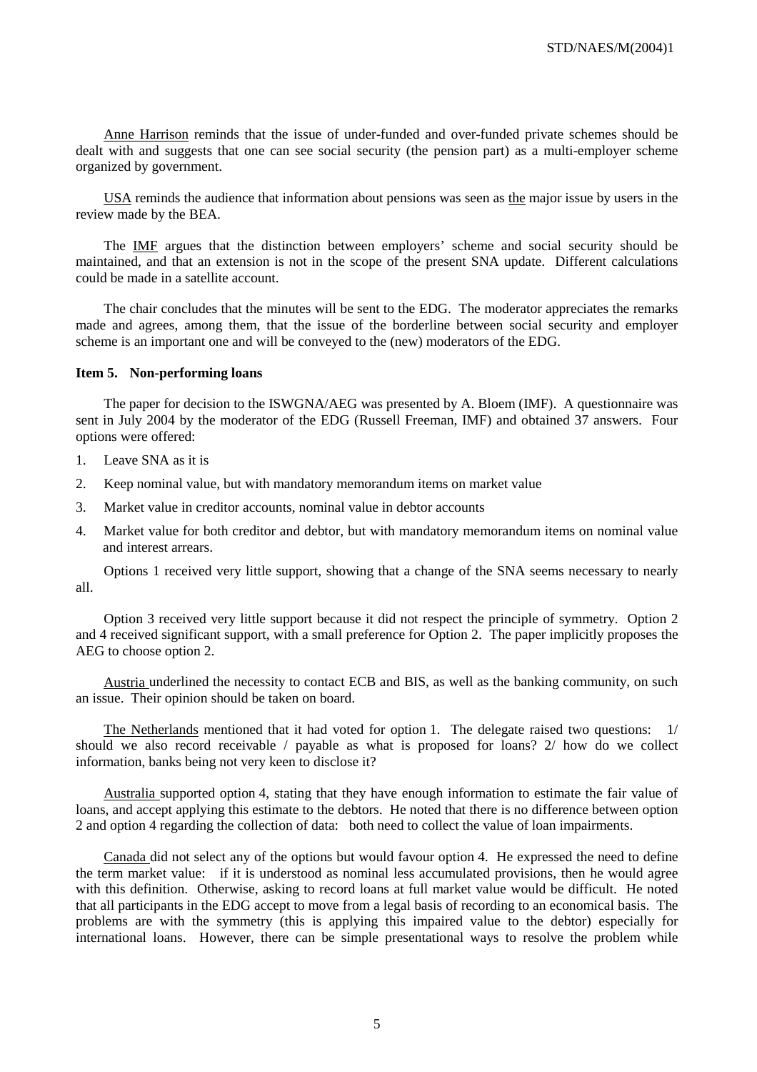Anne Harrison reminds that the issue of under-funded and over-funded private schemes should be dealt with and suggests that one can see social security (the pension part) as a multi-employer scheme organized by government.

USA reminds the audience that information about pensions was seen as the major issue by users in the review made by the BEA.

The IMF argues that the distinction between employers' scheme and social security should be maintained, and that an extension is not in the scope of the present SNA update. Different calculations could be made in a satellite account.

The chair concludes that the minutes will be sent to the EDG. The moderator appreciates the remarks made and agrees, among them, that the issue of the borderline between social security and employer scheme is an important one and will be conveyed to the (new) moderators of the EDG.

**Item 5. Non-performing loans**

The paper for decision to the ISWGNA/AEG was presented by A. Bloem (IMF). A questionnaire was sent in July 2004 by the moderator of the EDG (Russell Freeman, IMF) and obtained 37 answers. Four options were offered:

1. Leave SNA as it is
2. Keep nominal value, but with mandatory memorandum items on market value
3. Market value in creditor accounts, nominal value in debtor accounts
4. Market value for both creditor and debtor, but with mandatory memorandum items on nominal value and interest arrears.

Options 1 received very little support, showing that a change of the SNA seems necessary to nearly all.

Option 3 received very little support because it did not respect the principle of symmetry. Option 2 and 4 received significant support, with a small preference for Option 2. The paper implicitly proposes the AEG to choose option 2.

Austria underlined the necessity to contact ECB and BIS, as well as the banking community, on such an issue. Their opinion should be taken on board.

The Netherlands mentioned that it had voted for option 1. The delegate raised two questions: 1/ should we also record receivable / payable as what is proposed for loans? 2/ how do we collect information, banks being not very keen to disclose it?

Australia supported option 4, stating that they have enough information to estimate the fair value of loans, and accept applying this estimate to the debtors. He noted that there is no difference between option 2 and option 4 regarding the collection of data: both need to collect the value of loan impairments.

Canada did not select any of the options but would favour option 4. He expressed the need to define the term market value: if it is understood as nominal less accumulated provisions, then he would agree with this definition. Otherwise, asking to record loans at full market value would be difficult. He noted that all participants in the EDG accept to move from a legal basis of recording to an economical basis. The problems are with the symmetry (this is applying this impaired value to the debtor) especially for international loans. However, there can be simple presentational ways to resolve the problem while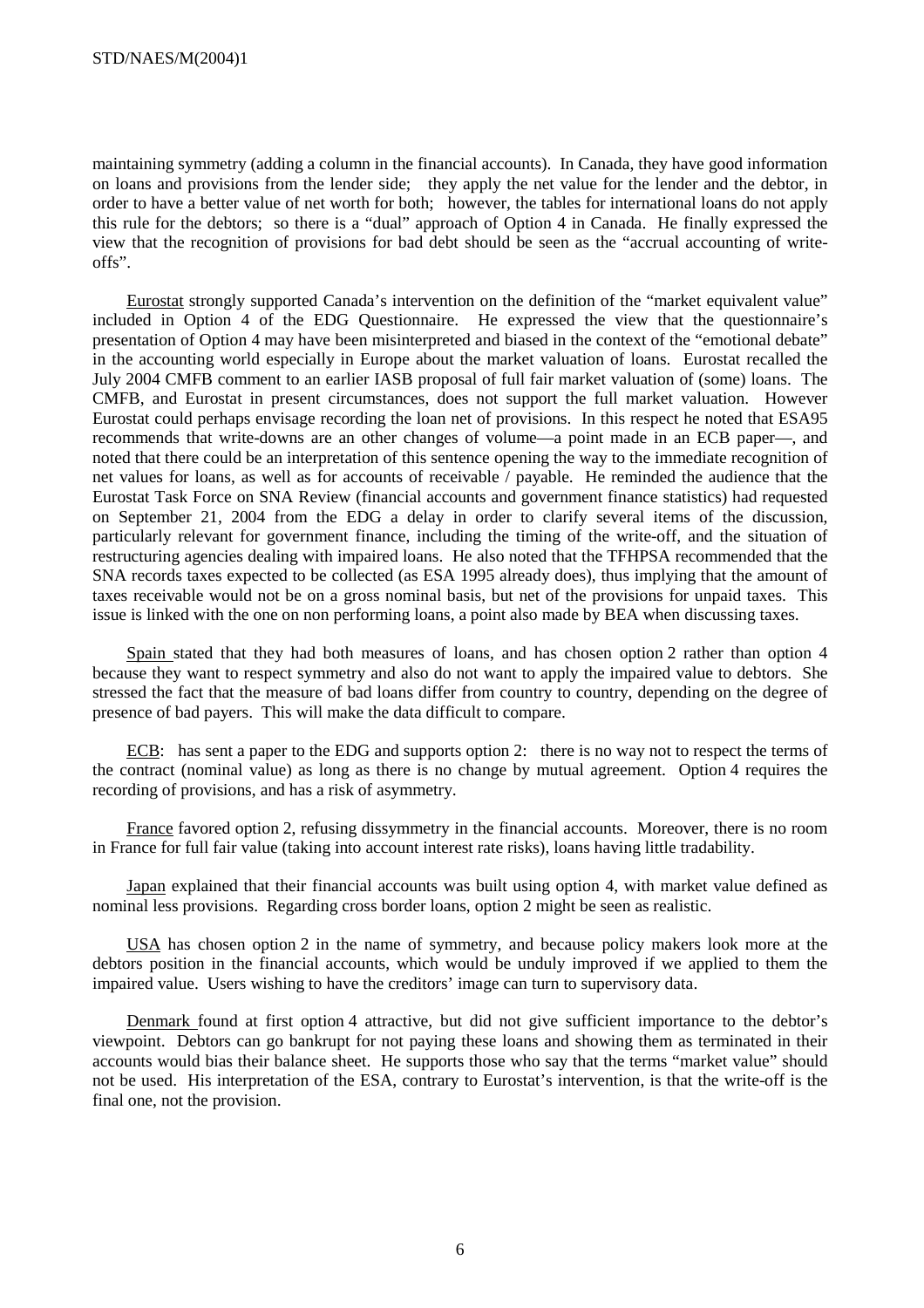maintaining symmetry (adding a column in the financial accounts). In Canada, they have good information on loans and provisions from the lender side; they apply the net value for the lender and the debtor, in order to have a better value of net worth for both; however, the tables for international loans do not apply this rule for the debtors; so there is a "dual" approach of Option 4 in Canada. He finally expressed the view that the recognition of provisions for bad debt should be seen as the "accrual accounting of write-offs".

Eurostat strongly supported Canada's intervention on the definition of the "market equivalent value" included in Option 4 of the EDG Questionnaire. He expressed the view that the questionnaire's presentation of Option 4 may have been misinterpreted and biased in the context of the "emotional debate" in the accounting world especially in Europe about the market valuation of loans. Eurostat recalled the July 2004 CMFB comment to an earlier IASB proposal of full fair market valuation of (some) loans. The CMFB, and Eurostat in present circumstances, does not support the full market valuation. However Eurostat could perhaps envisage recording the loan net of provisions. In this respect he noted that ESA95 recommends that write-downs are an other changes of volume—a point made in an ECB paper—, and noted that there could be an interpretation of this sentence opening the way to the immediate recognition of net values for loans, as well as for accounts of receivable / payable. He reminded the audience that the Eurostat Task Force on SNA Review (financial accounts and government finance statistics) had requested on September 21, 2004 from the EDG a delay in order to clarify several items of the discussion, particularly relevant for government finance, including the timing of the write-off, and the situation of restructuring agencies dealing with impaired loans. He also noted that the TFHPSA recommended that the SNA records taxes expected to be collected (as ESA 1995 already does), thus implying that the amount of taxes receivable would not be on a gross nominal basis, but net of the provisions for unpaid taxes. This issue is linked with the one on non performing loans, a point also made by BEA when discussing taxes.

Spain stated that they had both measures of loans, and has chosen option 2 rather than option 4 because they want to respect symmetry and also do not want to apply the impaired value to debtors. She stressed the fact that the measure of bad loans differ from country to country, depending on the degree of presence of bad payers. This will make the data difficult to compare.

ECB: has sent a paper to the EDG and supports option 2: there is no way not to respect the terms of the contract (nominal value) as long as there is no change by mutual agreement. Option 4 requires the recording of provisions, and has a risk of asymmetry.

France favored option 2, refusing dissymmetry in the financial accounts. Moreover, there is no room in France for full fair value (taking into account interest rate risks), loans having little tradability.

Japan explained that their financial accounts was built using option 4, with market value defined as nominal less provisions. Regarding cross border loans, option 2 might be seen as realistic.

USA has chosen option 2 in the name of symmetry, and because policy makers look more at the debtors position in the financial accounts, which would be unduly improved if we applied to them the impaired value. Users wishing to have the creditors' image can turn to supervisory data.

Denmark found at first option 4 attractive, but did not give sufficient importance to the debtor's viewpoint. Debtors can go bankrupt for not paying these loans and showing them as terminated in their accounts would bias their balance sheet. He supports those who say that the terms "market value" should not be used. His interpretation of the ESA, contrary to Eurostat's intervention, is that the write-off is the final one, not the provision.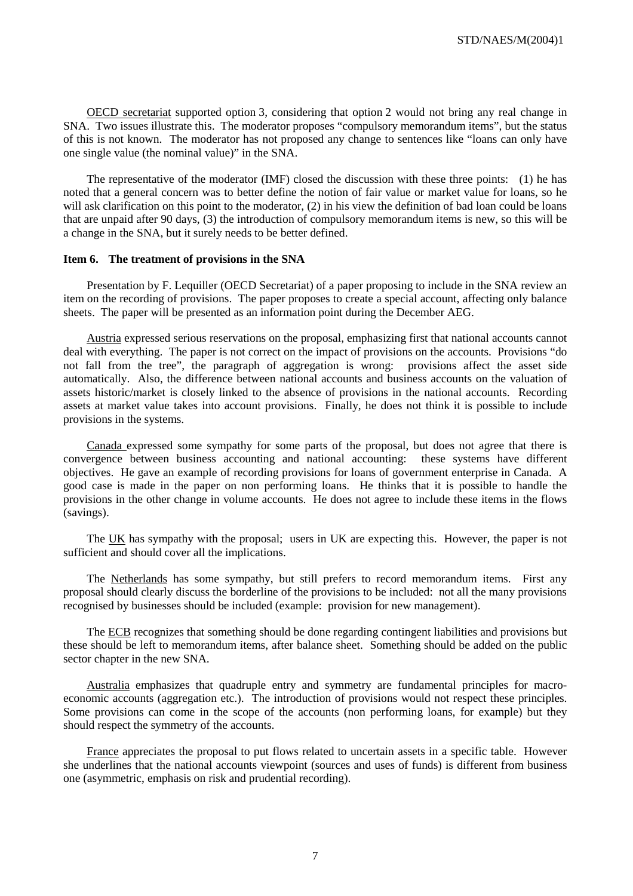OECD secretariat supported option 3, considering that option 2 would not bring any real change in SNA. Two issues illustrate this. The moderator proposes "compulsory memorandum items", but the status of this is not known. The moderator has not proposed any change to sentences like "loans can only have one single value (the nominal value)" in the SNA.

The representative of the moderator (IMF) closed the discussion with these three points: (1) he has noted that a general concern was to better define the notion of fair value or market value for loans, so he will ask clarification on this point to the moderator, (2) in his view the definition of bad loan could be loans that are unpaid after 90 days, (3) the introduction of compulsory memorandum items is new, so this will be a change in the SNA, but it surely needs to be better defined.

**Item 6. The treatment of provisions in the SNA**

Presentation by F. Lequiller (OECD Secretariat) of a paper proposing to include in the SNA review an item on the recording of provisions. The paper proposes to create a special account, affecting only balance sheets. The paper will be presented as an information point during the December AEG.

Austria expressed serious reservations on the proposal, emphasizing first that national accounts cannot deal with everything. The paper is not correct on the impact of provisions on the accounts. Provisions "do not fall from the tree", the paragraph of aggregation is wrong: provisions affect the asset side automatically. Also, the difference between national accounts and business accounts on the valuation of assets historic/market is closely linked to the absence of provisions in the national accounts. Recording assets at market value takes into account provisions. Finally, he does not think it is possible to include provisions in the systems.

Canada expressed some sympathy for some parts of the proposal, but does not agree that there is convergence between business accounting and national accounting: these systems have different objectives. He gave an example of recording provisions for loans of government enterprise in Canada. A good case is made in the paper on non performing loans. He thinks that it is possible to handle the provisions in the other change in volume accounts. He does not agree to include these items in the flows (savings).

The UK has sympathy with the proposal; users in UK are expecting this. However, the paper is not sufficient and should cover all the implications.

The Netherlands has some sympathy, but still prefers to record memorandum items. First any proposal should clearly discuss the borderline of the provisions to be included: not all the many provisions recognised by businesses should be included (example: provision for new management).

The ECB recognizes that something should be done regarding contingent liabilities and provisions but these should be left to memorandum items, after balance sheet. Something should be added on the public sector chapter in the new SNA.

Australia emphasizes that quadruple entry and symmetry are fundamental principles for macro-economic accounts (aggregation etc.). The introduction of provisions would not respect these principles. Some provisions can come in the scope of the accounts (non performing loans, for example) but they should respect the symmetry of the accounts.

France appreciates the proposal to put flows related to uncertain assets in a specific table. However she underlines that the national accounts viewpoint (sources and uses of funds) is different from business one (asymmetric, emphasis on risk and prudential recording).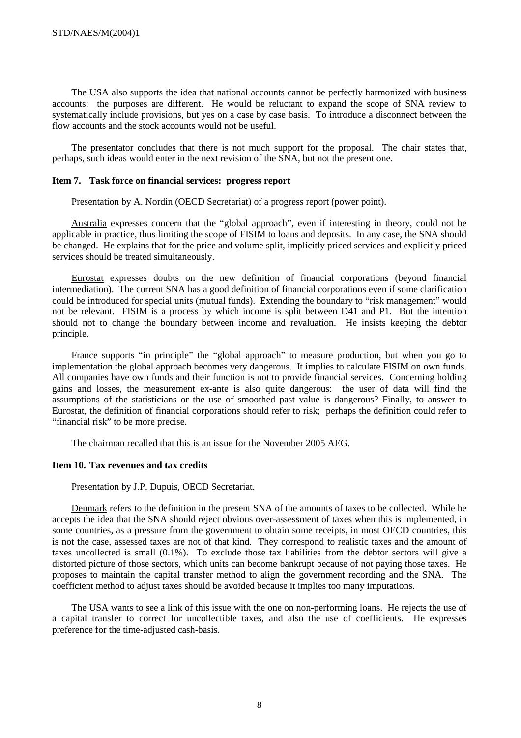The USA also supports the idea that national accounts cannot be perfectly harmonized with business accounts: the purposes are different. He would be reluctant to expand the scope of SNA review to systematically include provisions, but yes on a case by case basis. To introduce a disconnect between the flow accounts and the stock accounts would not be useful.

The presentator concludes that there is not much support for the proposal. The chair states that, perhaps, such ideas would enter in the next revision of the SNA, but not the present one.

#### Item 7. Task force on financial services: progress report

Presentation by A. Nordin (OECD Secretariat) of a progress report (power point).

Australia expresses concern that the "global approach", even if interesting in theory, could not be applicable in practice, thus limiting the scope of FISIM to loans and deposits. In any case, the SNA should be changed. He explains that for the price and volume split, implicitly priced services and explicitly priced services should be treated simultaneously.

Eurostat expresses doubts on the new definition of financial corporations (beyond financial intermediation). The current SNA has a good definition of financial corporations even if some clarification could be introduced for special units (mutual funds). Extending the boundary to "risk management" would not be relevant. FISIM is a process by which income is split between D41 and P1. But the intention should not to change the boundary between income and revaluation. He insists keeping the debtor principle.

France supports "in principle" the "global approach" to measure production, but when you go to implementation the global approach becomes very dangerous. It implies to calculate FISIM on own funds. All companies have own funds and their function is not to provide financial services. Concerning holding gains and losses, the measurement ex-ante is also quite dangerous: the user of data will find the assumptions of the statisticians or the use of smoothed past value is dangerous? Finally, to answer to Eurostat, the definition of financial corporations should refer to risk; perhaps the definition could refer to "financial risk" to be more precise.

The chairman recalled that this is an issue for the November 2005 AEG.

#### Item 10. Tax revenues and tax credits

Presentation by J.P. Dupuis, OECD Secretariat.

Denmark refers to the definition in the present SNA of the amounts of taxes to be collected. While he accepts the idea that the SNA should reject obvious over-assessment of taxes when this is implemented, in some countries, as a pressure from the government to obtain some receipts, in most OECD countries, this is not the case, assessed taxes are not of that kind. They correspond to realistic taxes and the amount of taxes uncollected is small (0.1%). To exclude those tax liabilities from the debtor sectors will give a distorted picture of those sectors, which units can become bankrupt because of not paying those taxes. He proposes to maintain the capital transfer method to align the government recording and the SNA. The coefficient method to adjust taxes should be avoided because it implies too many imputations.

The USA wants to see a link of this issue with the one on non-performing loans. He rejects the use of a capital transfer to correct for uncollectible taxes, and also the use of coefficients. He expresses preference for the time-adjusted cash-basis.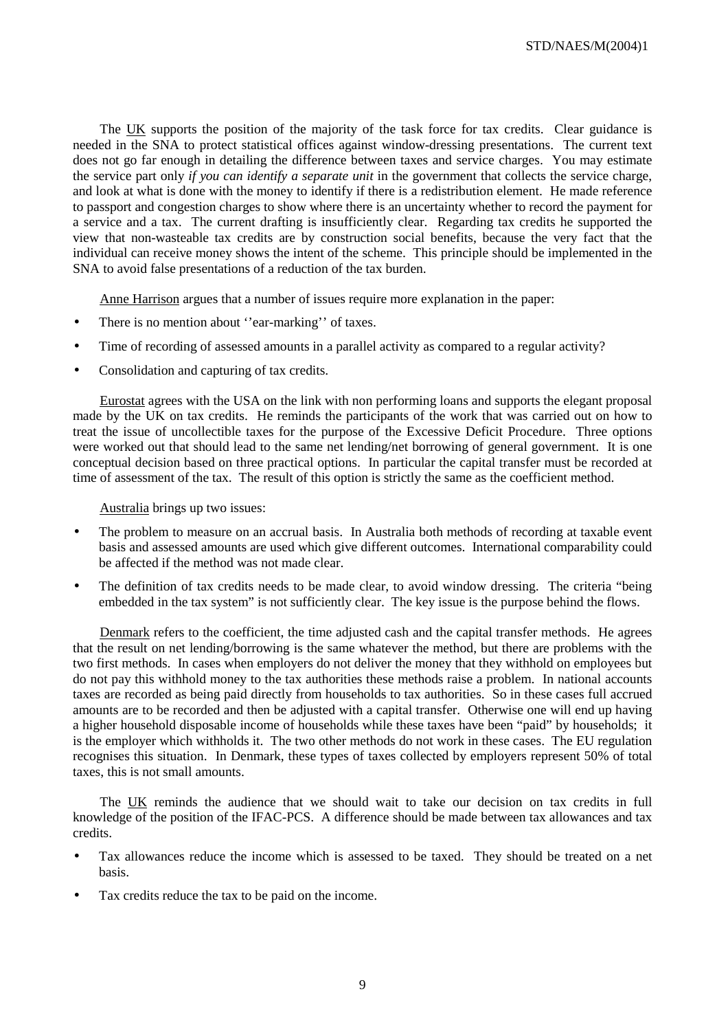The UK supports the position of the majority of the task force for tax credits. Clear guidance is needed in the SNA to protect statistical offices against window-dressing presentations. The current text does not go far enough in detailing the difference between taxes and service charges. You may estimate the service part only *if you can identify a separate unit* in the government that collects the service charge, and look at what is done with the money to identify if there is a redistribution element. He made reference to passport and congestion charges to show where there is an uncertainty whether to record the payment for a service and a tax. The current drafting is insufficiently clear. Regarding tax credits he supported the view that non-wasteable tax credits are by construction social benefits, because the very fact that the individual can receive money shows the intent of the scheme. This principle should be implemented in the SNA to avoid false presentations of a reduction of the tax burden.

Anne Harrison argues that a number of issues require more explanation in the paper:

- There is no mention about ''ear-marking'' of taxes.
- Time of recording of assessed amounts in a parallel activity as compared to a regular activity?
- Consolidation and capturing of tax credits.

Eurostat agrees with the USA on the link with non performing loans and supports the elegant proposal made by the UK on tax credits. He reminds the participants of the work that was carried out on how to treat the issue of uncollectible taxes for the purpose of the Excessive Deficit Procedure. Three options were worked out that should lead to the same net lending/net borrowing of general government. It is one conceptual decision based on three practical options. In particular the capital transfer must be recorded at time of assessment of the tax. The result of this option is strictly the same as the coefficient method.

Australia brings up two issues:

- The problem to measure on an accrual basis. In Australia both methods of recording at taxable event basis and assessed amounts are used which give different outcomes. International comparability could be affected if the method was not made clear.
- The definition of tax credits needs to be made clear, to avoid window dressing. The criteria "being embedded in the tax system" is not sufficiently clear. The key issue is the purpose behind the flows.

Denmark refers to the coefficient, the time adjusted cash and the capital transfer methods. He agrees that the result on net lending/borrowing is the same whatever the method, but there are problems with the two first methods. In cases when employers do not deliver the money that they withhold on employees but do not pay this withhold money to the tax authorities these methods raise a problem. In national accounts taxes are recorded as being paid directly from households to tax authorities. So in these cases full accrued amounts are to be recorded and then be adjusted with a capital transfer. Otherwise one will end up having a higher household disposable income of households while these taxes have been "paid" by households; it is the employer which withholds it. The two other methods do not work in these cases. The EU regulation recognises this situation. In Denmark, these types of taxes collected by employers represent 50% of total taxes, this is not small amounts.

The UK reminds the audience that we should wait to take our decision on tax credits in full knowledge of the position of the IFAC-PCS. A difference should be made between tax allowances and tax credits.

- Tax allowances reduce the income which is assessed to be taxed. They should be treated on a net basis.
- Tax credits reduce the tax to be paid on the income.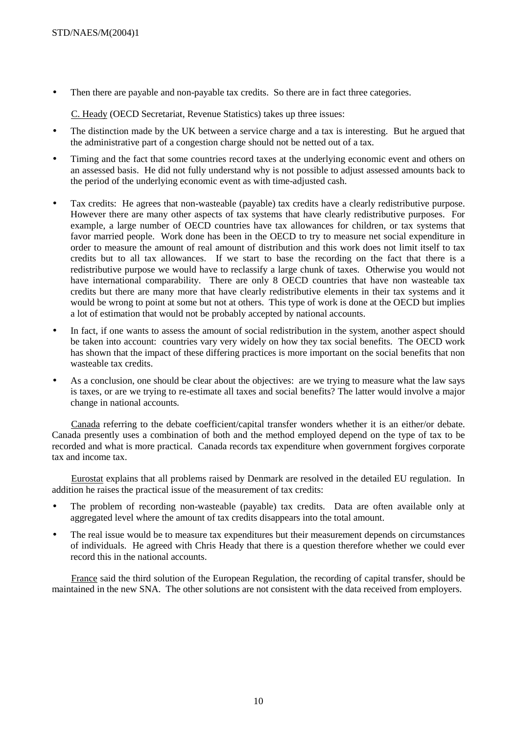- Then there are payable and non-payable tax credits. So there are in fact three categories.

C. Heady (OECD Secretariat, Revenue Statistics) takes up three issues:

- The distinction made by the UK between a service charge and a tax is interesting. But he argued that the administrative part of a congestion charge should not be netted out of a tax.
- Timing and the fact that some countries record taxes at the underlying economic event and others on an assessed basis. He did not fully understand why is not possible to adjust assessed amounts back to the period of the underlying economic event as with time-adjusted cash.
- Tax credits: He agrees that non-wasteable (payable) tax credits have a clearly redistributive purpose. However there are many other aspects of tax systems that have clearly redistributive purposes. For example, a large number of OECD countries have tax allowances for children, or tax systems that favor married people. Work done has been in the OECD to try to measure net social expenditure in order to measure the amount of real amount of distribution and this work does not limit itself to tax credits but to all tax allowances. If we start to base the recording on the fact that there is a redistributive purpose we would have to reclassify a large chunk of taxes. Otherwise you would not have international comparability. There are only 8 OECD countries that have non wasteable tax credits but there are many more that have clearly redistributive elements in their tax systems and it would be wrong to point at some but not at others. This type of work is done at the OECD but implies a lot of estimation that would not be probably accepted by national accounts.
- In fact, if one wants to assess the amount of social redistribution in the system, another aspect should be taken into account: countries vary very widely on how they tax social benefits. The OECD work has shown that the impact of these differing practices is more important on the social benefits that non wasteable tax credits.
- As a conclusion, one should be clear about the objectives: are we trying to measure what the law says is taxes, or are we trying to re-estimate all taxes and social benefits? The latter would involve a major change in national accounts.

Canada referring to the debate coefficient/capital transfer wonders whether it is an either/or debate. Canada presently uses a combination of both and the method employed depend on the type of tax to be recorded and what is more practical. Canada records tax expenditure when government forgives corporate tax and income tax.

Eurostat explains that all problems raised by Denmark are resolved in the detailed EU regulation. In addition he raises the practical issue of the measurement of tax credits:

- The problem of recording non-wasteable (payable) tax credits. Data are often available only at aggregated level where the amount of tax credits disappears into the total amount.
- The real issue would be to measure tax expenditures but their measurement depends on circumstances of individuals. He agreed with Chris Heady that there is a question therefore whether we could ever record this in the national accounts.

France said the third solution of the European Regulation, the recording of capital transfer, should be maintained in the new SNA. The other solutions are not consistent with the data received from employers.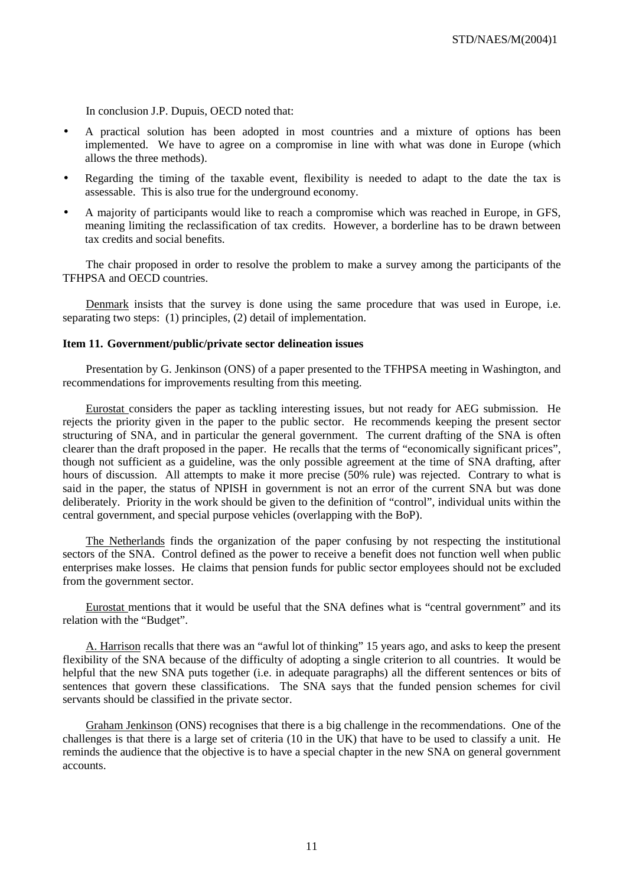In conclusion J.P. Dupuis, OECD noted that:

- A practical solution has been adopted in most countries and a mixture of options has been implemented. We have to agree on a compromise in line with what was done in Europe (which allows the three methods).
- Regarding the timing of the taxable event, flexibility is needed to adapt to the date the tax is assessable. This is also true for the underground economy.
- A majority of participants would like to reach a compromise which was reached in Europe, in GFS, meaning limiting the reclassification of tax credits. However, a borderline has to be drawn between tax credits and social benefits.

The chair proposed in order to resolve the problem to make a survey among the participants of the TFHPSA and OECD countries.

Denmark insists that the survey is done using the same procedure that was used in Europe, i.e. separating two steps: (1) principles, (2) detail of implementation.

**Item 11. Government/public/private sector delineation issues**

Presentation by G. Jenkinson (ONS) of a paper presented to the TFHPSA meeting in Washington, and recommendations for improvements resulting from this meeting.

Eurostat considers the paper as tackling interesting issues, but not ready for AEG submission. He rejects the priority given in the paper to the public sector. He recommends keeping the present sector structuring of SNA, and in particular the general government. The current drafting of the SNA is often clearer than the draft proposed in the paper. He recalls that the terms of "economically significant prices", though not sufficient as a guideline, was the only possible agreement at the time of SNA drafting, after hours of discussion. All attempts to make it more precise (50% rule) was rejected. Contrary to what is said in the paper, the status of NPISH in government is not an error of the current SNA but was done deliberately. Priority in the work should be given to the definition of "control", individual units within the central government, and special purpose vehicles (overlapping with the BoP).

The Netherlands finds the organization of the paper confusing by not respecting the institutional sectors of the SNA. Control defined as the power to receive a benefit does not function well when public enterprises make losses. He claims that pension funds for public sector employees should not be excluded from the government sector.

Eurostat mentions that it would be useful that the SNA defines what is "central government" and its relation with the "Budget".

A. Harrison recalls that there was an "awful lot of thinking" 15 years ago, and asks to keep the present flexibility of the SNA because of the difficulty of adopting a single criterion to all countries. It would be helpful that the new SNA puts together (i.e. in adequate paragraphs) all the different sentences or bits of sentences that govern these classifications. The SNA says that the funded pension schemes for civil servants should be classified in the private sector.

Graham Jenkinson (ONS) recognises that there is a big challenge in the recommendations. One of the challenges is that there is a large set of criteria (10 in the UK) that have to be used to classify a unit. He reminds the audience that the objective is to have a special chapter in the new SNA on general government accounts.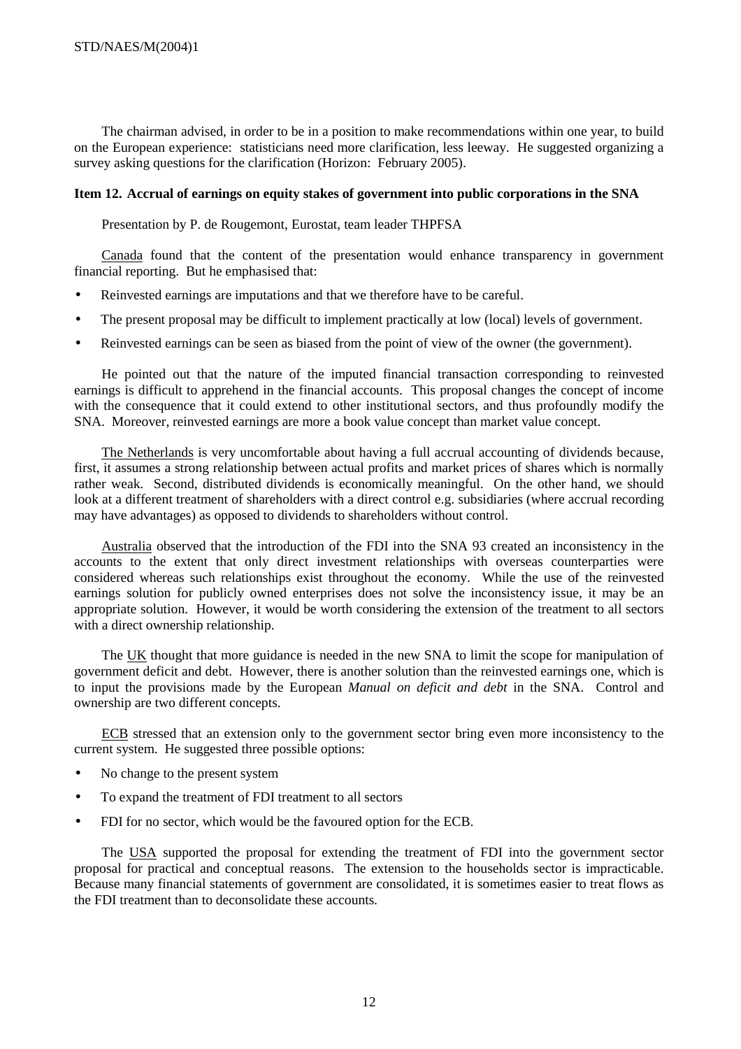The chairman advised, in order to be in a position to make recommendations within one year, to build on the European experience: statisticians need more clarification, less leeway. He suggested organizing a survey asking questions for the clarification (Horizon: February 2005).

**Item 12. Accrual of earnings on equity stakes of government into public corporations in the SNA**

Presentation by P. de Rougemont, Eurostat, team leader THPFSA

Canada found that the content of the presentation would enhance transparency in government financial reporting. But he emphasised that:

- Reinvested earnings are imputations and that we therefore have to be careful.
- The present proposal may be difficult to implement practically at low (local) levels of government.
- Reinvested earnings can be seen as biased from the point of view of the owner (the government).

He pointed out that the nature of the imputed financial transaction corresponding to reinvested earnings is difficult to apprehend in the financial accounts. This proposal changes the concept of income with the consequence that it could extend to other institutional sectors, and thus profoundly modify the SNA. Moreover, reinvested earnings are more a book value concept than market value concept.

The Netherlands is very uncomfortable about having a full accrual accounting of dividends because, first, it assumes a strong relationship between actual profits and market prices of shares which is normally rather weak. Second, distributed dividends is economically meaningful. On the other hand, we should look at a different treatment of shareholders with a direct control e.g. subsidiaries (where accrual recording may have advantages) as opposed to dividends to shareholders without control.

Australia observed that the introduction of the FDI into the SNA 93 created an inconsistency in the accounts to the extent that only direct investment relationships with overseas counterparties were considered whereas such relationships exist throughout the economy. While the use of the reinvested earnings solution for publicly owned enterprises does not solve the inconsistency issue, it may be an appropriate solution. However, it would be worth considering the extension of the treatment to all sectors with a direct ownership relationship.

The UK thought that more guidance is needed in the new SNA to limit the scope for manipulation of government deficit and debt. However, there is another solution than the reinvested earnings one, which is to input the provisions made by the European *Manual on deficit and debt* in the SNA. Control and ownership are two different concepts.

ECB stressed that an extension only to the government sector bring even more inconsistency to the current system. He suggested three possible options:

- No change to the present system
- To expand the treatment of FDI treatment to all sectors
- FDI for no sector, which would be the favoured option for the ECB.

The USA supported the proposal for extending the treatment of FDI into the government sector proposal for practical and conceptual reasons. The extension to the households sector is impracticable. Because many financial statements of government are consolidated, it is sometimes easier to treat flows as the FDI treatment than to deconsolidate these accounts.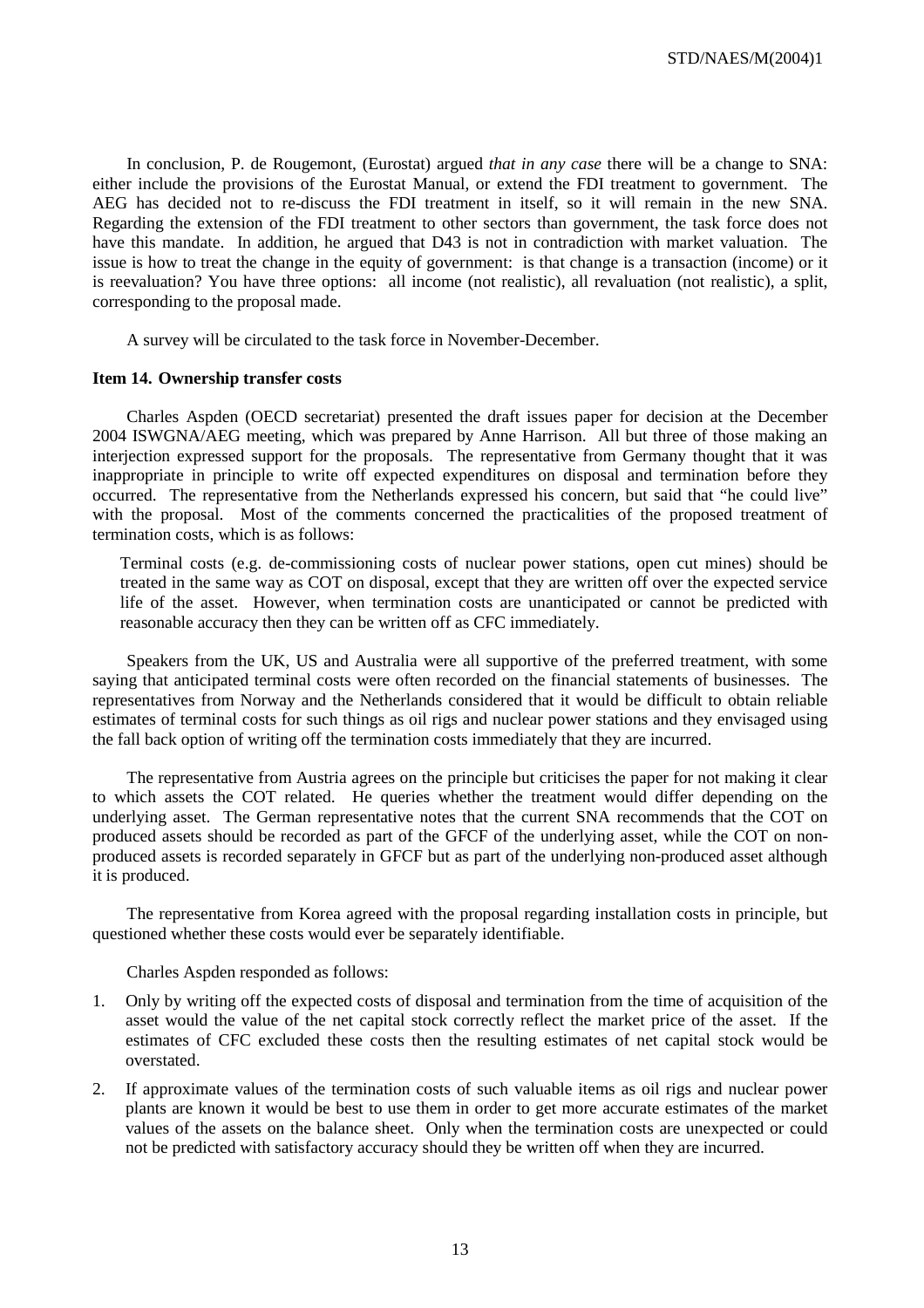In conclusion, P. de Rougemont, (Eurostat) argued *that in any case* there will be a change to SNA: either include the provisions of the Eurostat Manual, or extend the FDI treatment to government. The AEG has decided not to re-discuss the FDI treatment in itself, so it will remain in the new SNA. Regarding the extension of the FDI treatment to other sectors than government, the task force does not have this mandate. In addition, he argued that D43 is not in contradiction with market valuation. The issue is how to treat the change in the equity of government: is that change is a transaction (income) or it is reevaluation? You have three options: all income (not realistic), all revaluation (not realistic), a split, corresponding to the proposal made.

A survey will be circulated to the task force in November-December.

**Item 14. Ownership transfer costs**

Charles Aspden (OECD secretariat) presented the draft issues paper for decision at the December 2004 ISWGNA/AEG meeting, which was prepared by Anne Harrison. All but three of those making an interjection expressed support for the proposals. The representative from Germany thought that it was inappropriate in principle to write off expected expenditures on disposal and termination before they occurred. The representative from the Netherlands expressed his concern, but said that "he could live" with the proposal. Most of the comments concerned the practicalities of the proposed treatment of termination costs, which is as follows:

> Terminal costs (e.g. de-commissioning costs of nuclear power stations, open cut mines) should be treated in the same way as COT on disposal, except that they are written off over the expected service life of the asset. However, when termination costs are unanticipated or cannot be predicted with reasonable accuracy then they can be written off as CFC immediately.

Speakers from the UK, US and Australia were all supportive of the preferred treatment, with some saying that anticipated terminal costs were often recorded on the financial statements of businesses. The representatives from Norway and the Netherlands considered that it would be difficult to obtain reliable estimates of terminal costs for such things as oil rigs and nuclear power stations and they envisaged using the fall back option of writing off the termination costs immediately that they are incurred.

The representative from Austria agrees on the principle but criticises the paper for not making it clear to which assets the COT related. He queries whether the treatment would differ depending on the underlying asset. The German representative notes that the current SNA recommends that the COT on produced assets should be recorded as part of the GFCF of the underlying asset, while the COT on non-produced assets is recorded separately in GFCF but as part of the underlying non-produced asset although it is produced.

The representative from Korea agreed with the proposal regarding installation costs in principle, but questioned whether these costs would ever be separately identifiable.

Charles Aspden responded as follows:

1. Only by writing off the expected costs of disposal and termination from the time of acquisition of the asset would the value of the net capital stock correctly reflect the market price of the asset. If the estimates of CFC excluded these costs then the resulting estimates of net capital stock would be overstated.
2. If approximate values of the termination costs of such valuable items as oil rigs and nuclear power plants are known it would be best to use them in order to get more accurate estimates of the market values of the assets on the balance sheet. Only when the termination costs are unexpected or could not be predicted with satisfactory accuracy should they be written off when they are incurred.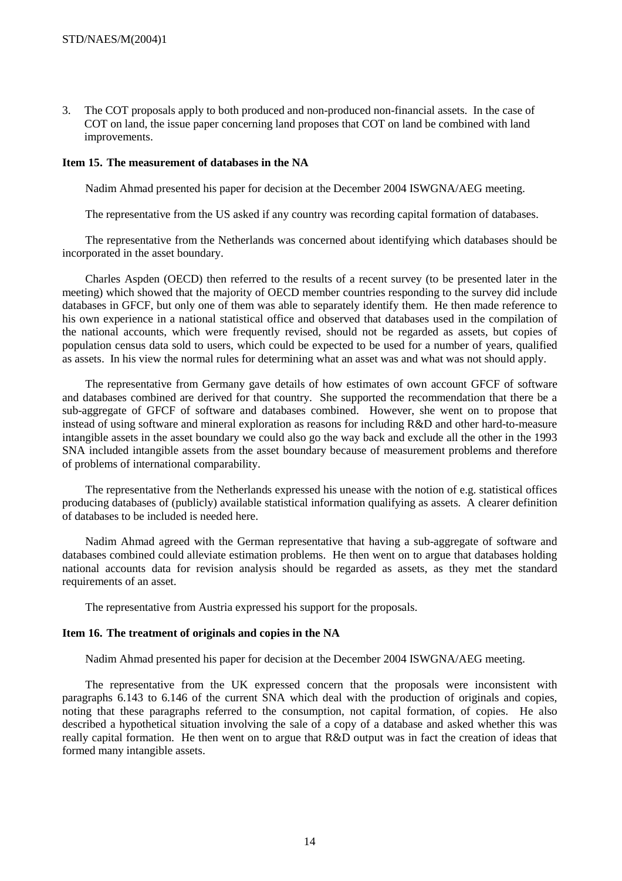3. The COT proposals apply to both produced and non-produced non-financial assets. In the case of COT on land, the issue paper concerning land proposes that COT on land be combined with land improvements.

**Item 15. The measurement of databases in the NA**

Nadim Ahmad presented his paper for decision at the December 2004 ISWGNA/AEG meeting.

The representative from the US asked if any country was recording capital formation of databases.

The representative from the Netherlands was concerned about identifying which databases should be incorporated in the asset boundary.

Charles Aspden (OECD) then referred to the results of a recent survey (to be presented later in the meeting) which showed that the majority of OECD member countries responding to the survey did include databases in GFCF, but only one of them was able to separately identify them. He then made reference to his own experience in a national statistical office and observed that databases used in the compilation of the national accounts, which were frequently revised, should not be regarded as assets, but copies of population census data sold to users, which could be expected to be used for a number of years, qualified as assets. In his view the normal rules for determining what an asset was and what was not should apply.

The representative from Germany gave details of how estimates of own account GFCF of software and databases combined are derived for that country. She supported the recommendation that there be a sub-aggregate of GFCF of software and databases combined. However, she went on to propose that instead of using software and mineral exploration as reasons for including R&D and other hard-to-measure intangible assets in the asset boundary we could also go the way back and exclude all the other in the 1993 SNA included intangible assets from the asset boundary because of measurement problems and therefore of problems of international comparability.

The representative from the Netherlands expressed his unease with the notion of e.g. statistical offices producing databases of (publicly) available statistical information qualifying as assets. A clearer definition of databases to be included is needed here.

Nadim Ahmad agreed with the German representative that having a sub-aggregate of software and databases combined could alleviate estimation problems. He then went on to argue that databases holding national accounts data for revision analysis should be regarded as assets, as they met the standard requirements of an asset.

The representative from Austria expressed his support for the proposals.

**Item 16. The treatment of originals and copies in the NA**

Nadim Ahmad presented his paper for decision at the December 2004 ISWGNA/AEG meeting.

The representative from the UK expressed concern that the proposals were inconsistent with paragraphs 6.143 to 6.146 of the current SNA which deal with the production of originals and copies, noting that these paragraphs referred to the consumption, not capital formation, of copies. He also described a hypothetical situation involving the sale of a copy of a database and asked whether this was really capital formation. He then went on to argue that R&D output was in fact the creation of ideas that formed many intangible assets.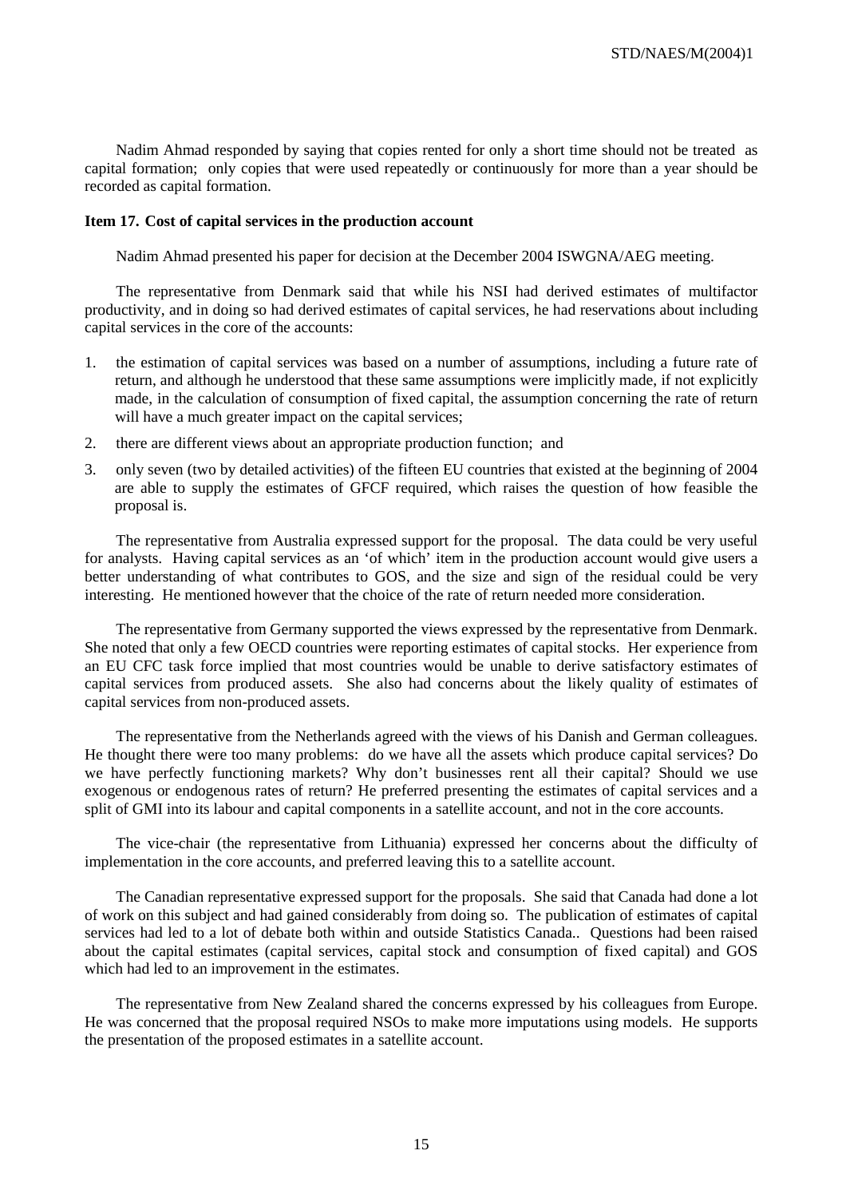Nadim Ahmad responded by saying that copies rented for only a short time should not be treated as capital formation; only copies that were used repeatedly or continuously for more than a year should be recorded as capital formation.

**Item 17. Cost of capital services in the production account**

Nadim Ahmad presented his paper for decision at the December 2004 ISWGNA/AEG meeting.

The representative from Denmark said that while his NSI had derived estimates of multifactor productivity, and in doing so had derived estimates of capital services, he had reservations about including capital services in the core of the accounts:

1. the estimation of capital services was based on a number of assumptions, including a future rate of return, and although he understood that these same assumptions were implicitly made, if not explicitly made, in the calculation of consumption of fixed capital, the assumption concerning the rate of return will have a much greater impact on the capital services;
2. there are different views about an appropriate production function; and
3. only seven (two by detailed activities) of the fifteen EU countries that existed at the beginning of 2004 are able to supply the estimates of GFCF required, which raises the question of how feasible the proposal is.

The representative from Australia expressed support for the proposal. The data could be very useful for analysts. Having capital services as an 'of which' item in the production account would give users a better understanding of what contributes to GOS, and the size and sign of the residual could be very interesting. He mentioned however that the choice of the rate of return needed more consideration.

The representative from Germany supported the views expressed by the representative from Denmark. She noted that only a few OECD countries were reporting estimates of capital stocks. Her experience from an EU CFC task force implied that most countries would be unable to derive satisfactory estimates of capital services from produced assets. She also had concerns about the likely quality of estimates of capital services from non-produced assets.

The representative from the Netherlands agreed with the views of his Danish and German colleagues. He thought there were too many problems: do we have all the assets which produce capital services? Do we have perfectly functioning markets? Why don't businesses rent all their capital? Should we use exogenous or endogenous rates of return? He preferred presenting the estimates of capital services and a split of GMI into its labour and capital components in a satellite account, and not in the core accounts.

The vice-chair (the representative from Lithuania) expressed her concerns about the difficulty of implementation in the core accounts, and preferred leaving this to a satellite account.

The Canadian representative expressed support for the proposals. She said that Canada had done a lot of work on this subject and had gained considerably from doing so. The publication of estimates of capital services had led to a lot of debate both within and outside Statistics Canada.. Questions had been raised about the capital estimates (capital services, capital stock and consumption of fixed capital) and GOS which had led to an improvement in the estimates.

The representative from New Zealand shared the concerns expressed by his colleagues from Europe. He was concerned that the proposal required NSOs to make more imputations using models. He supports the presentation of the proposed estimates in a satellite account.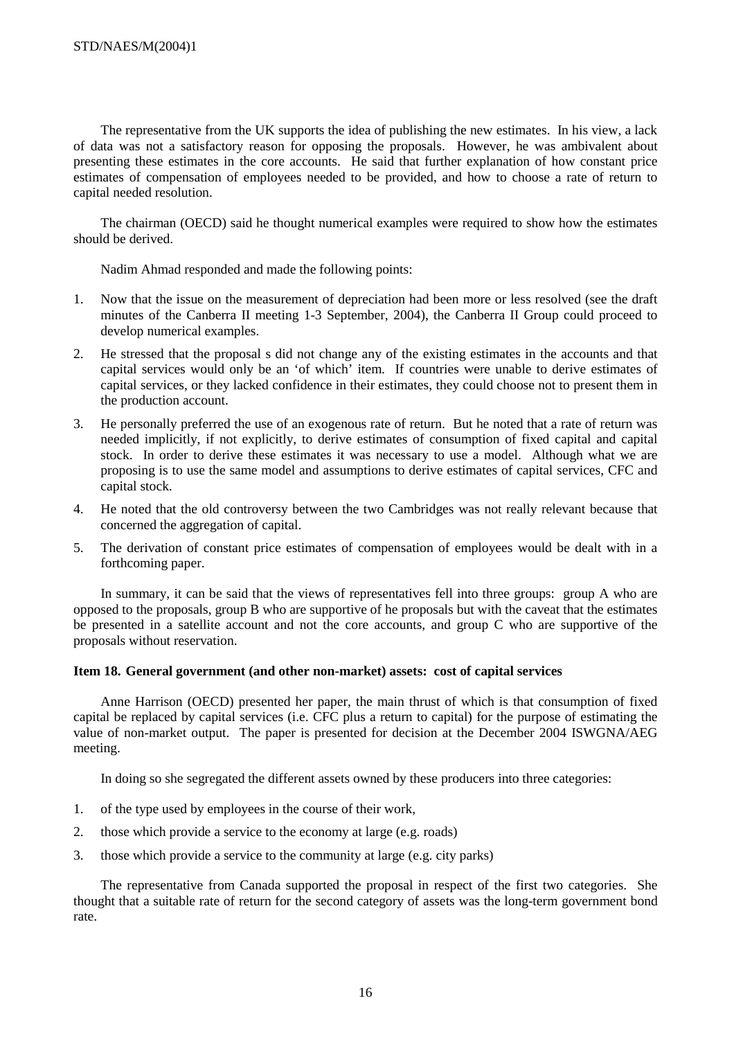The representative from the UK supports the idea of publishing the new estimates. In his view, a lack of data was not a satisfactory reason for opposing the proposals. However, he was ambivalent about presenting these estimates in the core accounts. He said that further explanation of how constant price estimates of compensation of employees needed to be provided, and how to choose a rate of return to capital needed resolution.

The chairman (OECD) said he thought numerical examples were required to show how the estimates should be derived.

Nadim Ahmad responded and made the following points:

1. Now that the issue on the measurement of depreciation had been more or less resolved (see the draft minutes of the Canberra II meeting 1-3 September, 2004), the Canberra II Group could proceed to develop numerical examples.
2. He stressed that the proposal s did not change any of the existing estimates in the accounts and that capital services would only be an 'of which' item. If countries were unable to derive estimates of capital services, or they lacked confidence in their estimates, they could choose not to present them in the production account.
3. He personally preferred the use of an exogenous rate of return. But he noted that a rate of return was needed implicitly, if not explicitly, to derive estimates of consumption of fixed capital and capital stock. In order to derive these estimates it was necessary to use a model. Although what we are proposing is to use the same model and assumptions to derive estimates of capital services, CFC and capital stock.
4. He noted that the old controversy between the two Cambridges was not really relevant because that concerned the aggregation of capital.
5. The derivation of constant price estimates of compensation of employees would be dealt with in a forthcoming paper.

In summary, it can be said that the views of representatives fell into three groups: group A who are opposed to the proposals, group B who are supportive of he proposals but with the caveat that the estimates be presented in a satellite account and not the core accounts, and group C who are supportive of the proposals without reservation.

**Item 18. General government (and other non-market) assets: cost of capital services**

Anne Harrison (OECD) presented her paper, the main thrust of which is that consumption of fixed capital be replaced by capital services (i.e. CFC plus a return to capital) for the purpose of estimating the value of non-market output. The paper is presented for decision at the December 2004 ISWGNA/AEG meeting.

In doing so she segregated the different assets owned by these producers into three categories:

1. of the type used by employees in the course of their work,
2. those which provide a service to the economy at large (e.g. roads)
3. those which provide a service to the community at large (e.g. city parks)

The representative from Canada supported the proposal in respect of the first two categories. She thought that a suitable rate of return for the second category of assets was the long-term government bond rate.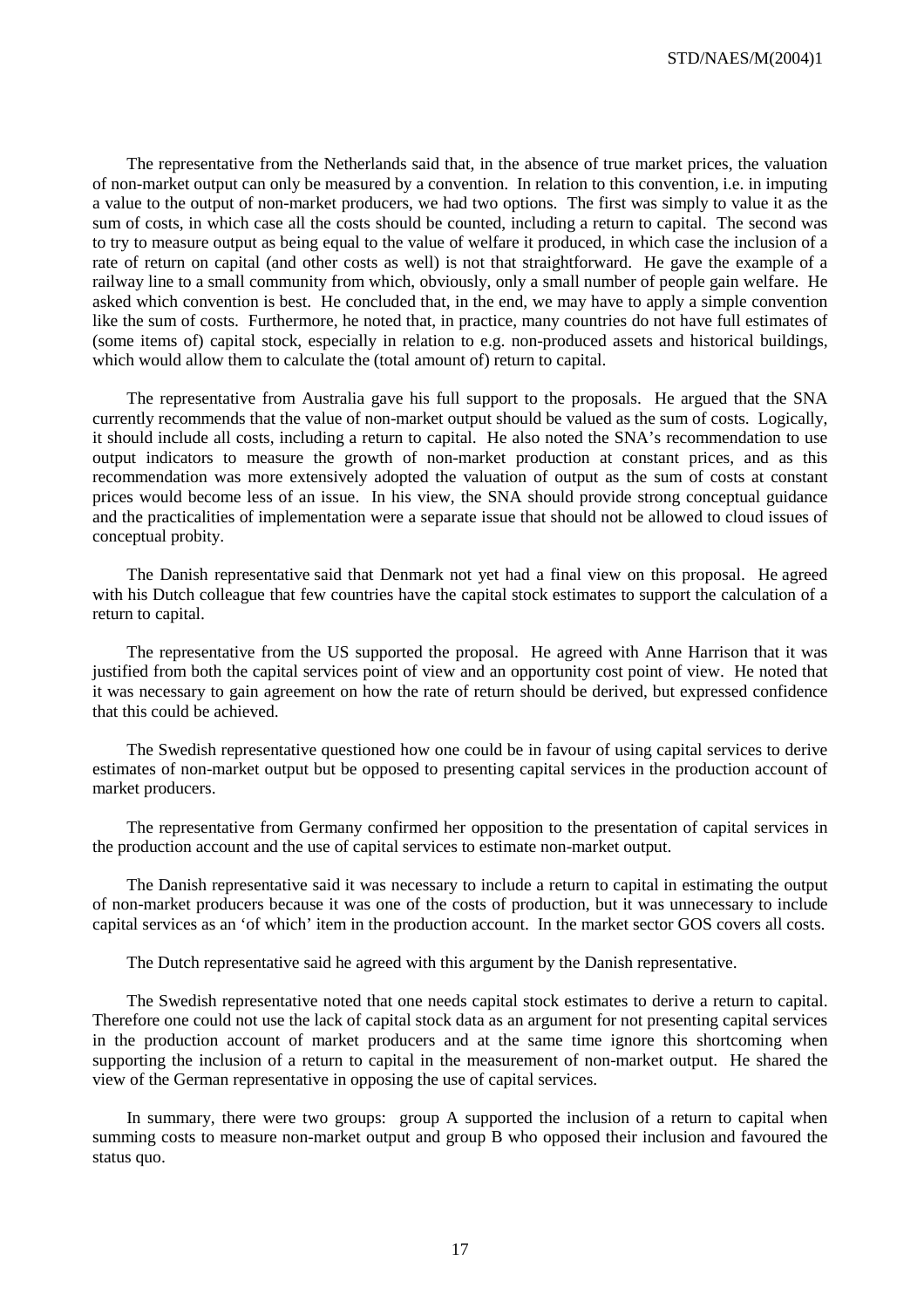The representative from the Netherlands said that, in the absence of true market prices, the valuation of non-market output can only be measured by a convention. In relation to this convention, i.e. in imputing a value to the output of non-market producers, we had two options. The first was simply to value it as the sum of costs, in which case all the costs should be counted, including a return to capital. The second was to try to measure output as being equal to the value of welfare it produced, in which case the inclusion of a rate of return on capital (and other costs as well) is not that straightforward. He gave the example of a railway line to a small community from which, obviously, only a small number of people gain welfare. He asked which convention is best. He concluded that, in the end, we may have to apply a simple convention like the sum of costs. Furthermore, he noted that, in practice, many countries do not have full estimates of (some items of) capital stock, especially in relation to e.g. non-produced assets and historical buildings, which would allow them to calculate the (total amount of) return to capital.

The representative from Australia gave his full support to the proposals. He argued that the SNA currently recommends that the value of non-market output should be valued as the sum of costs. Logically, it should include all costs, including a return to capital. He also noted the SNA's recommendation to use output indicators to measure the growth of non-market production at constant prices, and as this recommendation was more extensively adopted the valuation of output as the sum of costs at constant prices would become less of an issue. In his view, the SNA should provide strong conceptual guidance and the practicalities of implementation were a separate issue that should not be allowed to cloud issues of conceptual probity.

The Danish representative said that Denmark not yet had a final view on this proposal. He agreed with his Dutch colleague that few countries have the capital stock estimates to support the calculation of a return to capital.

The representative from the US supported the proposal. He agreed with Anne Harrison that it was justified from both the capital services point of view and an opportunity cost point of view. He noted that it was necessary to gain agreement on how the rate of return should be derived, but expressed confidence that this could be achieved.

The Swedish representative questioned how one could be in favour of using capital services to derive estimates of non-market output but be opposed to presenting capital services in the production account of market producers.

The representative from Germany confirmed her opposition to the presentation of capital services in the production account and the use of capital services to estimate non-market output.

The Danish representative said it was necessary to include a return to capital in estimating the output of non-market producers because it was one of the costs of production, but it was unnecessary to include capital services as an 'of which' item in the production account. In the market sector GOS covers all costs.

The Dutch representative said he agreed with this argument by the Danish representative.

The Swedish representative noted that one needs capital stock estimates to derive a return to capital. Therefore one could not use the lack of capital stock data as an argument for not presenting capital services in the production account of market producers and at the same time ignore this shortcoming when supporting the inclusion of a return to capital in the measurement of non-market output. He shared the view of the German representative in opposing the use of capital services.

In summary, there were two groups: group A supported the inclusion of a return to capital when summing costs to measure non-market output and group B who opposed their inclusion and favoured the status quo.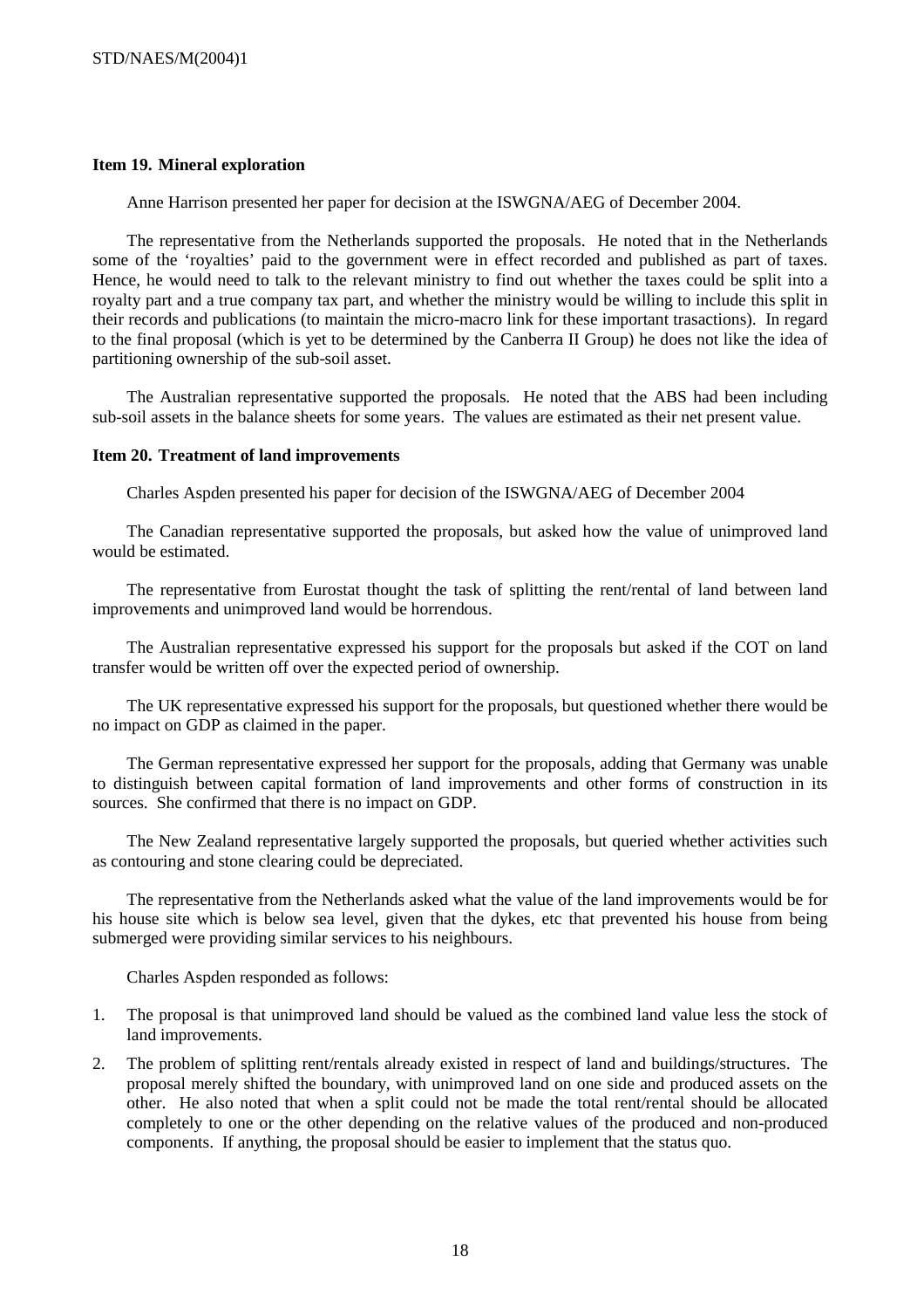**Item 19. Mineral exploration**

Anne Harrison presented her paper for decision at the ISWGNA/AEG of December 2004.

The representative from the Netherlands supported the proposals. He noted that in the Netherlands some of the 'royalties' paid to the government were in effect recorded and published as part of taxes. Hence, he would need to talk to the relevant ministry to find out whether the taxes could be split into a royalty part and a true company tax part, and whether the ministry would be willing to include this split in their records and publications (to maintain the micro-macro link for these important trasactions). In regard to the final proposal (which is yet to be determined by the Canberra II Group) he does not like the idea of partitioning ownership of the sub-soil asset.

The Australian representative supported the proposals. He noted that the ABS had been including sub-soil assets in the balance sheets for some years. The values are estimated as their net present value.

**Item 20. Treatment of land improvements**

Charles Aspden presented his paper for decision of the ISWGNA/AEG of December 2004

The Canadian representative supported the proposals, but asked how the value of unimproved land would be estimated.

The representative from Eurostat thought the task of splitting the rent/rental of land between land improvements and unimproved land would be horrendous.

The Australian representative expressed his support for the proposals but asked if the COT on land transfer would be written off over the expected period of ownership.

The UK representative expressed his support for the proposals, but questioned whether there would be no impact on GDP as claimed in the paper.

The German representative expressed her support for the proposals, adding that Germany was unable to distinguish between capital formation of land improvements and other forms of construction in its sources. She confirmed that there is no impact on GDP.

The New Zealand representative largely supported the proposals, but queried whether activities such as contouring and stone clearing could be depreciated.

The representative from the Netherlands asked what the value of the land improvements would be for his house site which is below sea level, given that the dykes, etc that prevented his house from being submerged were providing similar services to his neighbours.

Charles Aspden responded as follows:

1. The proposal is that unimproved land should be valued as the combined land value less the stock of land improvements.
2. The problem of splitting rent/rentals already existed in respect of land and buildings/structures. The proposal merely shifted the boundary, with unimproved land on one side and produced assets on the other. He also noted that when a split could not be made the total rent/rental should be allocated completely to one or the other depending on the relative values of the produced and non-produced components. If anything, the proposal should be easier to implement that the status quo.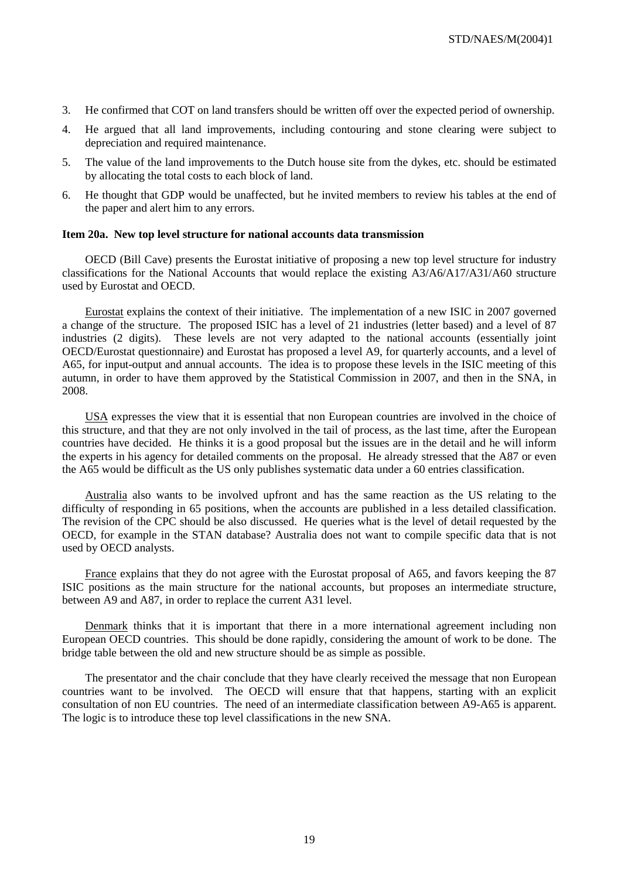3. He confirmed that COT on land transfers should be written off over the expected period of ownership.

4. He argued that all land improvements, including contouring and stone clearing were subject to depreciation and required maintenance.

5. The value of the land improvements to the Dutch house site from the dykes, etc. should be estimated by allocating the total costs to each block of land.

6. He thought that GDP would be unaffected, but he invited members to review his tables at the end of the paper and alert him to any errors.

**Item 20a. New top level structure for national accounts data transmission**

OECD (Bill Cave) presents the Eurostat initiative of proposing a new top level structure for industry classifications for the National Accounts that would replace the existing A3/A6/A17/A31/A60 structure used by Eurostat and OECD.

Eurostat explains the context of their initiative. The implementation of a new ISIC in 2007 governed a change of the structure. The proposed ISIC has a level of 21 industries (letter based) and a level of 87 industries (2 digits). These levels are not very adapted to the national accounts (essentially joint OECD/Eurostat questionnaire) and Eurostat has proposed a level A9, for quarterly accounts, and a level of A65, for input-output and annual accounts. The idea is to propose these levels in the ISIC meeting of this autumn, in order to have them approved by the Statistical Commission in 2007, and then in the SNA, in 2008.

USA expresses the view that it is essential that non European countries are involved in the choice of this structure, and that they are not only involved in the tail of process, as the last time, after the European countries have decided. He thinks it is a good proposal but the issues are in the detail and he will inform the experts in his agency for detailed comments on the proposal. He already stressed that the A87 or even the A65 would be difficult as the US only publishes systematic data under a 60 entries classification.

Australia also wants to be involved upfront and has the same reaction as the US relating to the difficulty of responding in 65 positions, when the accounts are published in a less detailed classification. The revision of the CPC should be also discussed. He queries what is the level of detail requested by the OECD, for example in the STAN database? Australia does not want to compile specific data that is not used by OECD analysts.

France explains that they do not agree with the Eurostat proposal of A65, and favors keeping the 87 ISIC positions as the main structure for the national accounts, but proposes an intermediate structure, between A9 and A87, in order to replace the current A31 level.

Denmark thinks that it is important that there in a more international agreement including non European OECD countries. This should be done rapidly, considering the amount of work to be done. The bridge table between the old and new structure should be as simple as possible.

The presentator and the chair conclude that they have clearly received the message that non European countries want to be involved. The OECD will ensure that that happens, starting with an explicit consultation of non EU countries. The need of an intermediate classification between A9-A65 is apparent. The logic is to introduce these top level classifications in the new SNA.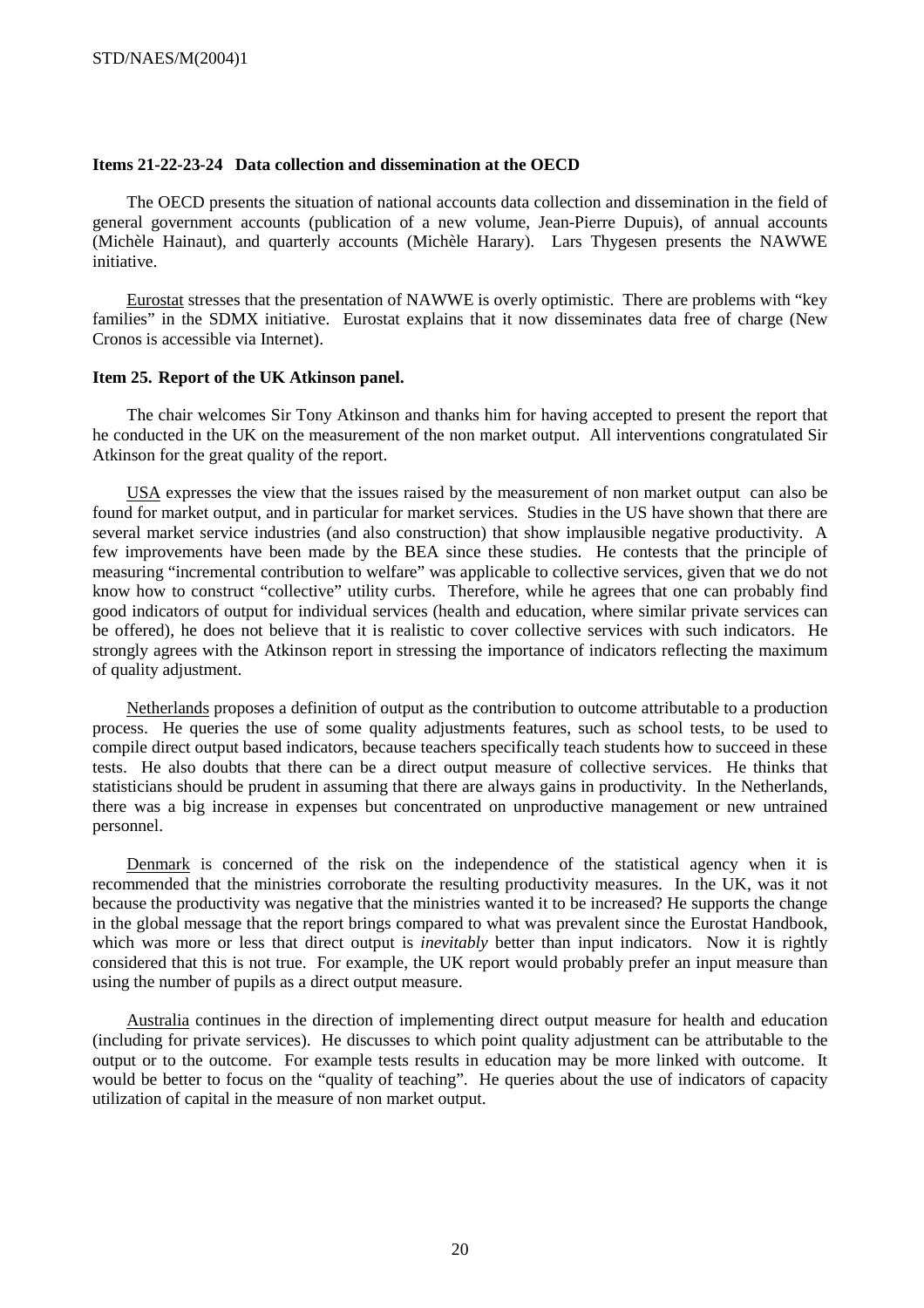**Items 21-22-23-24 Data collection and dissemination at the OECD**

The OECD presents the situation of national accounts data collection and dissemination in the field of general government accounts (publication of a new volume, Jean-Pierre Dupuis), of annual accounts (Michèle Hainaut), and quarterly accounts (Michèle Harary). Lars Thygesen presents the NAWWE initiative.

Eurostat stresses that the presentation of NAWWE is overly optimistic. There are problems with "key families" in the SDMX initiative. Eurostat explains that it now disseminates data free of charge (New Cronos is accessible via Internet).

**Item 25. Report of the UK Atkinson panel.**

The chair welcomes Sir Tony Atkinson and thanks him for having accepted to present the report that he conducted in the UK on the measurement of the non market output. All interventions congratulated Sir Atkinson for the great quality of the report.

USA expresses the view that the issues raised by the measurement of non market output can also be found for market output, and in particular for market services. Studies in the US have shown that there are several market service industries (and also construction) that show implausible negative productivity. A few improvements have been made by the BEA since these studies. He contests that the principle of measuring "incremental contribution to welfare" was applicable to collective services, given that we do not know how to construct "collective" utility curbs. Therefore, while he agrees that one can probably find good indicators of output for individual services (health and education, where similar private services can be offered), he does not believe that it is realistic to cover collective services with such indicators. He strongly agrees with the Atkinson report in stressing the importance of indicators reflecting the maximum of quality adjustment.

Netherlands proposes a definition of output as the contribution to outcome attributable to a production process. He queries the use of some quality adjustments features, such as school tests, to be used to compile direct output based indicators, because teachers specifically teach students how to succeed in these tests. He also doubts that there can be a direct output measure of collective services. He thinks that statisticians should be prudent in assuming that there are always gains in productivity. In the Netherlands, there was a big increase in expenses but concentrated on unproductive management or new untrained personnel.

Denmark is concerned of the risk on the independence of the statistical agency when it is recommended that the ministries corroborate the resulting productivity measures. In the UK, was it not because the productivity was negative that the ministries wanted it to be increased? He supports the change in the global message that the report brings compared to what was prevalent since the Eurostat Handbook, which was more or less that direct output is *inevitably* better than input indicators. Now it is rightly considered that this is not true. For example, the UK report would probably prefer an input measure than using the number of pupils as a direct output measure.

Australia continues in the direction of implementing direct output measure for health and education (including for private services). He discusses to which point quality adjustment can be attributable to the output or to the outcome. For example tests results in education may be more linked with outcome. It would be better to focus on the "quality of teaching". He queries about the use of indicators of capacity utilization of capital in the measure of non market output.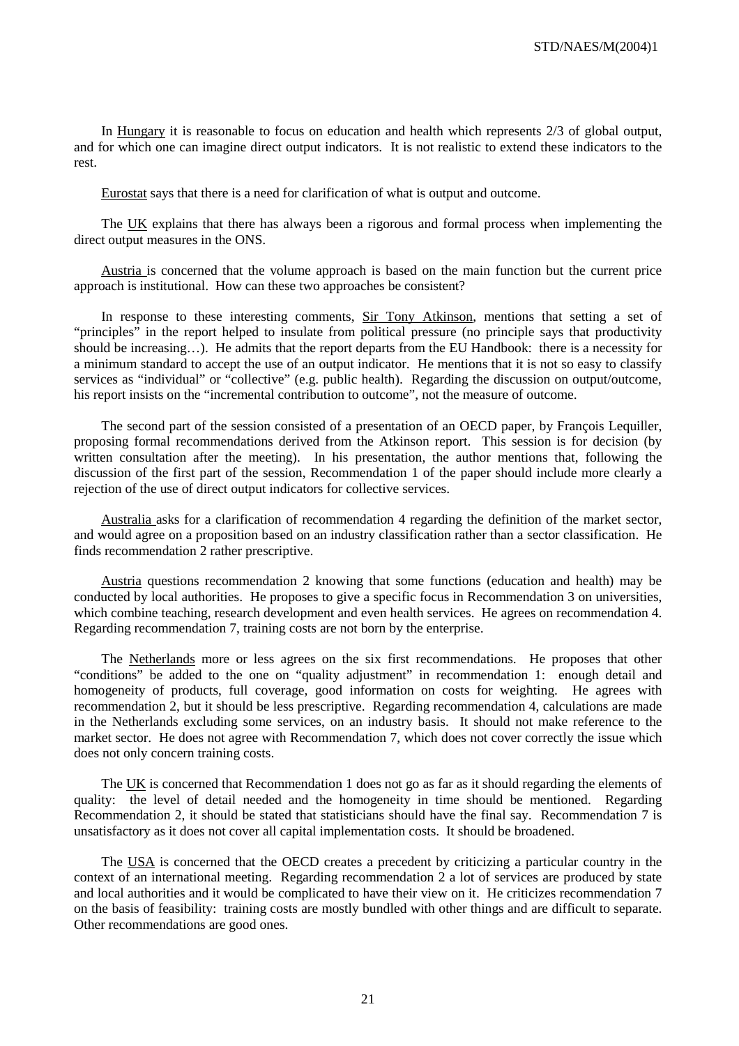In Hungary it is reasonable to focus on education and health which represents 2/3 of global output, and for which one can imagine direct output indicators. It is not realistic to extend these indicators to the rest.

Eurostat says that there is a need for clarification of what is output and outcome.

The UK explains that there has always been a rigorous and formal process when implementing the direct output measures in the ONS.

Austria is concerned that the volume approach is based on the main function but the current price approach is institutional. How can these two approaches be consistent?

In response to these interesting comments, Sir Tony Atkinson, mentions that setting a set of "principles" in the report helped to insulate from political pressure (no principle says that productivity should be increasing…). He admits that the report departs from the EU Handbook: there is a necessity for a minimum standard to accept the use of an output indicator. He mentions that it is not so easy to classify services as "individual" or "collective" (e.g. public health). Regarding the discussion on output/outcome, his report insists on the "incremental contribution to outcome", not the measure of outcome.

The second part of the session consisted of a presentation of an OECD paper, by François Lequiller, proposing formal recommendations derived from the Atkinson report. This session is for decision (by written consultation after the meeting). In his presentation, the author mentions that, following the discussion of the first part of the session, Recommendation 1 of the paper should include more clearly a rejection of the use of direct output indicators for collective services.

Australia asks for a clarification of recommendation 4 regarding the definition of the market sector, and would agree on a proposition based on an industry classification rather than a sector classification. He finds recommendation 2 rather prescriptive.

Austria questions recommendation 2 knowing that some functions (education and health) may be conducted by local authorities. He proposes to give a specific focus in Recommendation 3 on universities, which combine teaching, research development and even health services. He agrees on recommendation 4. Regarding recommendation 7, training costs are not born by the enterprise.

The Netherlands more or less agrees on the six first recommendations. He proposes that other "conditions" be added to the one on "quality adjustment" in recommendation 1: enough detail and homogeneity of products, full coverage, good information on costs for weighting. He agrees with recommendation 2, but it should be less prescriptive. Regarding recommendation 4, calculations are made in the Netherlands excluding some services, on an industry basis. It should not make reference to the market sector. He does not agree with Recommendation 7, which does not cover correctly the issue which does not only concern training costs.

The UK is concerned that Recommendation 1 does not go as far as it should regarding the elements of quality: the level of detail needed and the homogeneity in time should be mentioned. Regarding Recommendation 2, it should be stated that statisticians should have the final say. Recommendation 7 is unsatisfactory as it does not cover all capital implementation costs. It should be broadened.

The USA is concerned that the OECD creates a precedent by criticizing a particular country in the context of an international meeting. Regarding recommendation 2 a lot of services are produced by state and local authorities and it would be complicated to have their view on it. He criticizes recommendation 7 on the basis of feasibility: training costs are mostly bundled with other things and are difficult to separate. Other recommendations are good ones.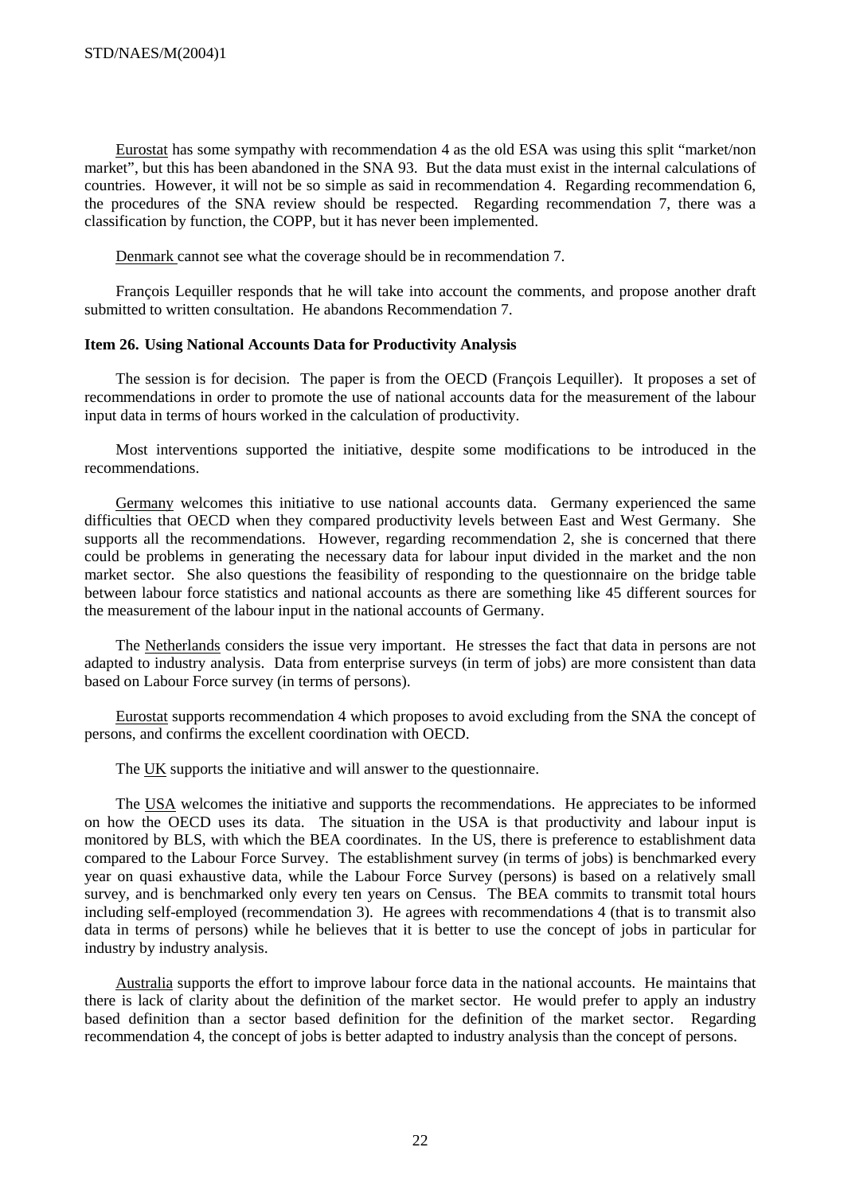Eurostat has some sympathy with recommendation 4 as the old ESA was using this split "market/non market", but this has been abandoned in the SNA 93. But the data must exist in the internal calculations of countries. However, it will not be so simple as said in recommendation 4. Regarding recommendation 6, the procedures of the SNA review should be respected. Regarding recommendation 7, there was a classification by function, the COPP, but it has never been implemented.

Denmark cannot see what the coverage should be in recommendation 7.

François Lequiller responds that he will take into account the comments, and propose another draft submitted to written consultation. He abandons Recommendation 7.

**Item 26. Using National Accounts Data for Productivity Analysis**

The session is for decision. The paper is from the OECD (François Lequiller). It proposes a set of recommendations in order to promote the use of national accounts data for the measurement of the labour input data in terms of hours worked in the calculation of productivity.

Most interventions supported the initiative, despite some modifications to be introduced in the recommendations.

Germany welcomes this initiative to use national accounts data. Germany experienced the same difficulties that OECD when they compared productivity levels between East and West Germany. She supports all the recommendations. However, regarding recommendation 2, she is concerned that there could be problems in generating the necessary data for labour input divided in the market and the non market sector. She also questions the feasibility of responding to the questionnaire on the bridge table between labour force statistics and national accounts as there are something like 45 different sources for the measurement of the labour input in the national accounts of Germany.

The Netherlands considers the issue very important. He stresses the fact that data in persons are not adapted to industry analysis. Data from enterprise surveys (in term of jobs) are more consistent than data based on Labour Force survey (in terms of persons).

Eurostat supports recommendation 4 which proposes to avoid excluding from the SNA the concept of persons, and confirms the excellent coordination with OECD.

The UK supports the initiative and will answer to the questionnaire.

The USA welcomes the initiative and supports the recommendations. He appreciates to be informed on how the OECD uses its data. The situation in the USA is that productivity and labour input is monitored by BLS, with which the BEA coordinates. In the US, there is preference to establishment data compared to the Labour Force Survey. The establishment survey (in terms of jobs) is benchmarked every year on quasi exhaustive data, while the Labour Force Survey (persons) is based on a relatively small survey, and is benchmarked only every ten years on Census. The BEA commits to transmit total hours including self-employed (recommendation 3). He agrees with recommendations 4 (that is to transmit also data in terms of persons) while he believes that it is better to use the concept of jobs in particular for industry by industry analysis.

Australia supports the effort to improve labour force data in the national accounts. He maintains that there is lack of clarity about the definition of the market sector. He would prefer to apply an industry based definition than a sector based definition for the definition of the market sector. Regarding recommendation 4, the concept of jobs is better adapted to industry analysis than the concept of persons.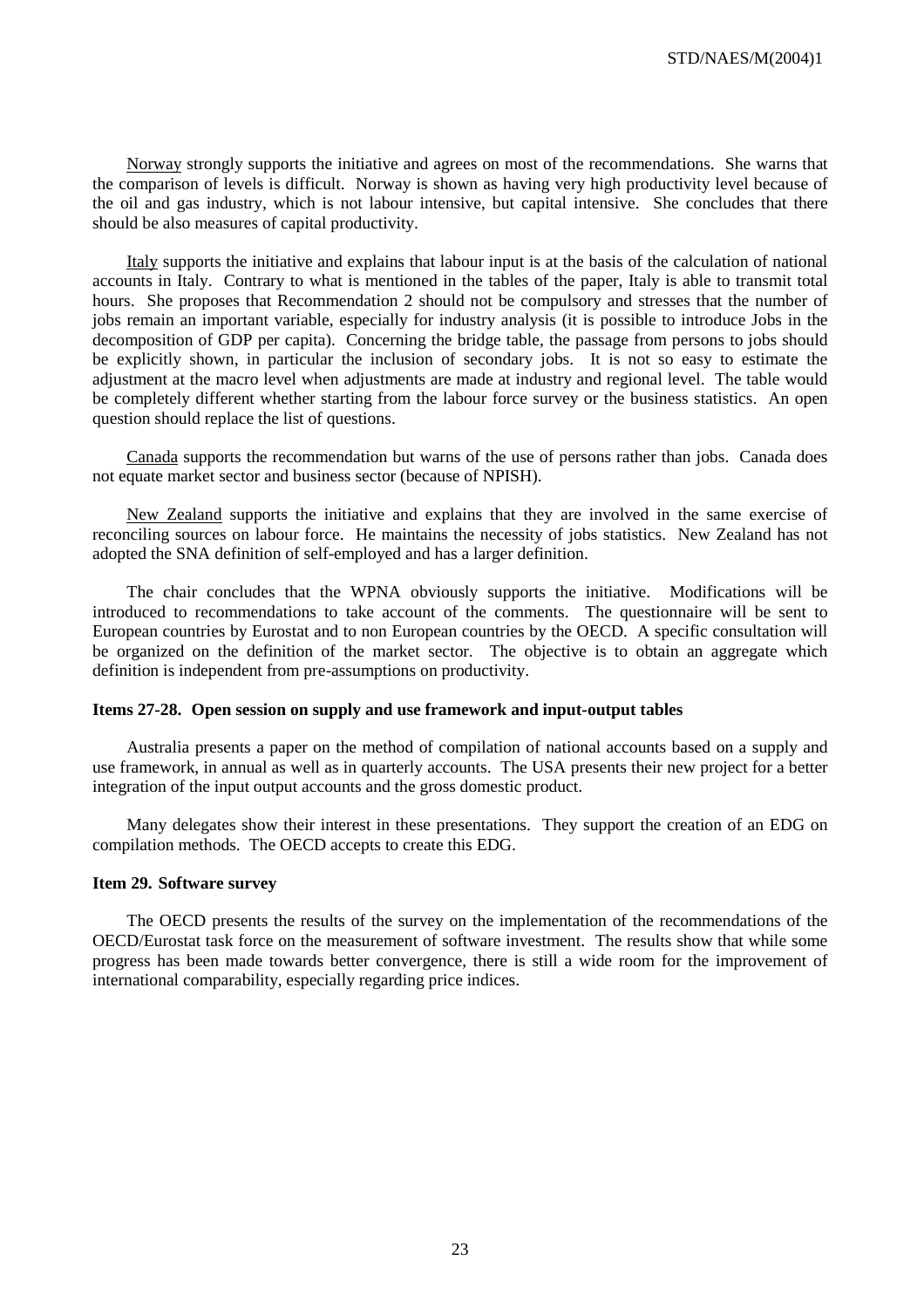Norway strongly supports the initiative and agrees on most of the recommendations. She warns that the comparison of levels is difficult. Norway is shown as having very high productivity level because of the oil and gas industry, which is not labour intensive, but capital intensive. She concludes that there should be also measures of capital productivity.

Italy supports the initiative and explains that labour input is at the basis of the calculation of national accounts in Italy. Contrary to what is mentioned in the tables of the paper, Italy is able to transmit total hours. She proposes that Recommendation 2 should not be compulsory and stresses that the number of jobs remain an important variable, especially for industry analysis (it is possible to introduce Jobs in the decomposition of GDP per capita). Concerning the bridge table, the passage from persons to jobs should be explicitly shown, in particular the inclusion of secondary jobs. It is not so easy to estimate the adjustment at the macro level when adjustments are made at industry and regional level. The table would be completely different whether starting from the labour force survey or the business statistics. An open question should replace the list of questions.

Canada supports the recommendation but warns of the use of persons rather than jobs. Canada does not equate market sector and business sector (because of NPISH).

New Zealand supports the initiative and explains that they are involved in the same exercise of reconciling sources on labour force. He maintains the necessity of jobs statistics. New Zealand has not adopted the SNA definition of self-employed and has a larger definition.

The chair concludes that the WPNA obviously supports the initiative. Modifications will be introduced to recommendations to take account of the comments. The questionnaire will be sent to European countries by Eurostat and to non European countries by the OECD. A specific consultation will be organized on the definition of the market sector. The objective is to obtain an aggregate which definition is independent from pre-assumptions on productivity.

**Items 27-28. Open session on supply and use framework and input-output tables**

Australia presents a paper on the method of compilation of national accounts based on a supply and use framework, in annual as well as in quarterly accounts. The USA presents their new project for a better integration of the input output accounts and the gross domestic product.

Many delegates show their interest in these presentations. They support the creation of an EDG on compilation methods. The OECD accepts to create this EDG.

**Item 29. Software survey**

The OECD presents the results of the survey on the implementation of the recommendations of the OECD/Eurostat task force on the measurement of software investment. The results show that while some progress has been made towards better convergence, there is still a wide room for the improvement of international comparability, especially regarding price indices.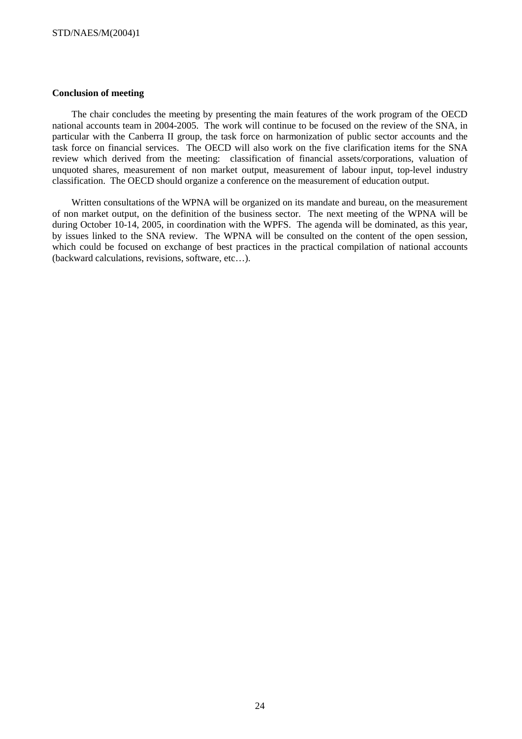**Conclusion of meeting**

The chair concludes the meeting by presenting the main features of the work program of the OECD national accounts team in 2004-2005. The work will continue to be focused on the review of the SNA, in particular with the Canberra II group, the task force on harmonization of public sector accounts and the task force on financial services. The OECD will also work on the five clarification items for the SNA review which derived from the meeting: classification of financial assets/corporations, valuation of unquoted shares, measurement of non market output, measurement of labour input, top-level industry classification. The OECD should organize a conference on the measurement of education output.

Written consultations of the WPNA will be organized on its mandate and bureau, on the measurement of non market output, on the definition of the business sector. The next meeting of the WPNA will be during October 10-14, 2005, in coordination with the WPFS. The agenda will be dominated, as this year, by issues linked to the SNA review. The WPNA will be consulted on the content of the open session, which could be focused on exchange of best practices in the practical compilation of national accounts (backward calculations, revisions, software, etc…).